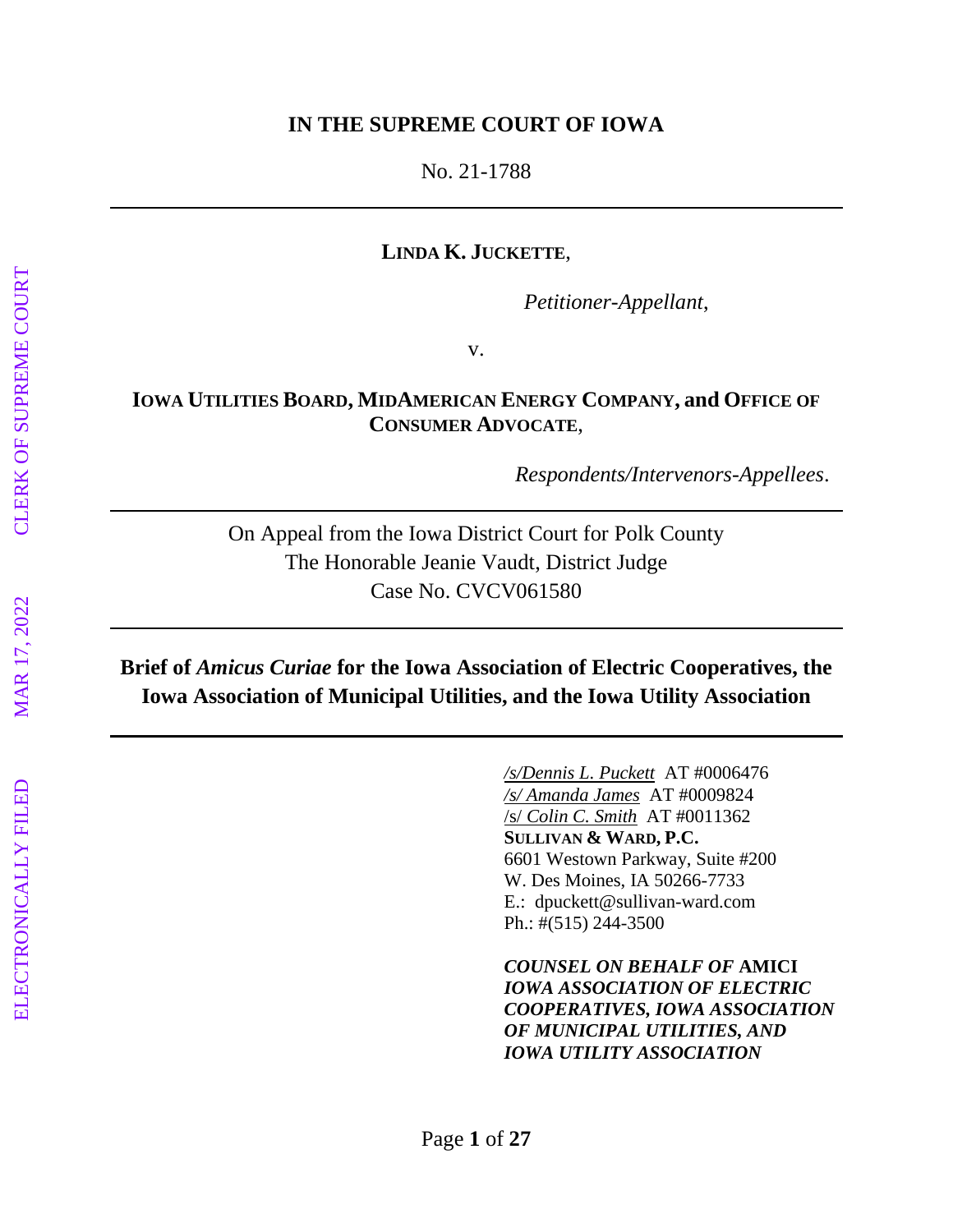**IN THE SUPREME COURT OF IOWA**

No. 21-1788

---

**LINDA K. JUCKETTE**,

*Petitioner-Appellant*,

v.

**IOWA UTILITIES BOARD, MIDAMERICAN ENERGY COMPANY, and OFFICE OF CONSUMER ADVOCATE**,

*Respondents/Intervenors-Appellees*.

---

On Appeal from the Iowa District Court for Polk County
The Honorable Jeanie Vaudt, District Judge
Case No. CVCV061580

---

**Brief of *Amicus Curiae* for the Iowa Association of Electric Cooperatives, the Iowa Association of Municipal Utilities, and the Iowa Utility Association**

---

/s/Dennis L. Puckett AT #0006476
/s/ Amanda James AT #0009824
/s/ Colin C. Smith AT #0011362
**SULLIVAN & WARD, P.C.**
6601 Westown Parkway, Suite #200
W. Des Moines, IA 50266-7733
E.: dpuckett@sullivan-ward.com
Ph.: #(515) 244-3500

***COUNSEL ON BEHALF OF* AMICI *IOWA ASSOCIATION OF ELECTRIC COOPERATIVES, IOWA ASSOCIATION OF MUNICIPAL UTILITIES, AND IOWA UTILITY ASSOCIATION***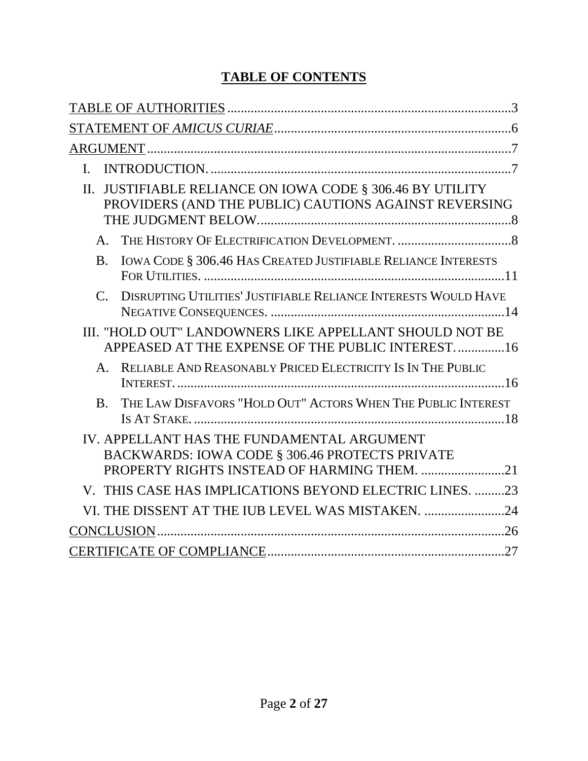# TABLE OF CONTENTS

TABLE OF AUTHORITIES ........................................................................................3

STATEMENT OF *AMICUS CURIAE* ........................................................................6

ARGUMENT ..........................................................................................................7

I. INTRODUCTION. .............................................................................................7

II. JUSTIFIABLE RELIANCE ON IOWA CODE § 306.46 BY UTILITY PROVIDERS (AND THE PUBLIC) CAUTIONS AGAINST REVERSING THE JUDGMENT BELOW. ..........................................................................8

A. THE HISTORY OF ELECTRIFICATION DEVELOPMENT. ..................................8

B. IOWA CODE § 306.46 HAS CREATED JUSTIFIABLE RELIANCE INTERESTS FOR UTILITIES. ..........................................................................................11

C. DISRUPTING UTILITIES' JUSTIFIABLE RELIANCE INTERESTS WOULD HAVE NEGATIVE CONSEQUENCES. .....................................................................14

III. "HOLD OUT" LANDOWNERS LIKE APPELLANT SHOULD NOT BE APPEASED AT THE EXPENSE OF THE PUBLIC INTEREST. ..............16

A. RELIABLE AND REASONABLY PRICED ELECTRICITY IS IN THE PUBLIC INTEREST. ..................................................................................................16

B. THE LAW DISFAVORS "HOLD OUT" ACTORS WHEN THE PUBLIC INTEREST IS AT STAKE. ............................................................................................18

IV. APPELLANT HAS THE FUNDAMENTAL ARGUMENT BACKWARDS: IOWA CODE § 306.46 PROTECTS PRIVATE PROPERTY RIGHTS INSTEAD OF HARMING THEM. .........................21

V. THIS CASE HAS IMPLICATIONS BEYOND ELECTRIC LINES. .........23

VI. THE DISSENT AT THE IUB LEVEL WAS MISTAKEN. ........................24

CONCLUSION .......................................................................................................26

CERTIFICATE OF COMPLIANCE ......................................................................27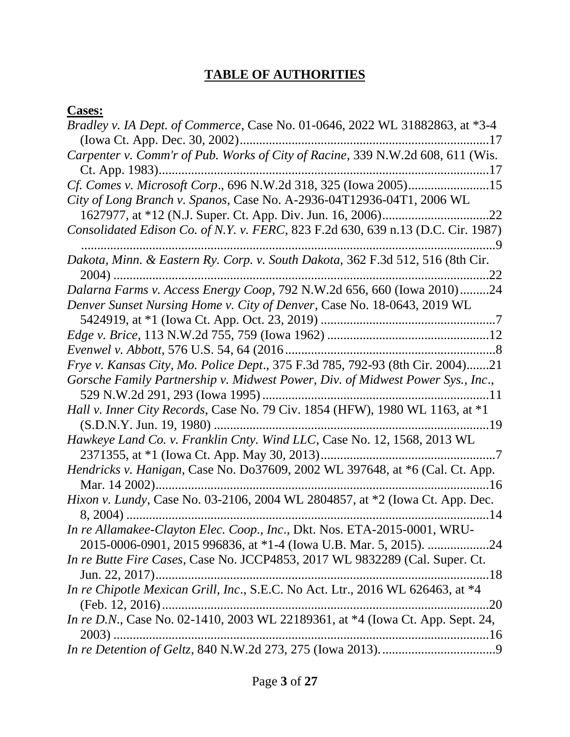# **TABLE OF AUTHORITIES**

**Cases:**

*Bradley v. IA Dept. of Commerce*, Case No. 01-0646, 2022 WL 31882863, at *3-4 (Iowa Ct. App. Dec. 30, 2002).............................................................................17

*Carpenter v. Comm'r of Pub. Works of City of Racine*, 339 N.W.2d 608, 611 (Wis. Ct. App. 1983).....................................................................................................17

*Cf. Comes v. Microsoft Corp*., 696 N.W.2d 318, 325 (Iowa 2005).........................15

*City of Long Branch v. Spanos*, Case No. A-2936-04T12936-04T1, 2006 WL 1627977, at *12 (N.J. Super. Ct. App. Div. Jun. 16, 2006).................................22

*Consolidated Edison Co. of N.Y. v. FERC*, 823 F.2d 630, 639 n.13 (D.C. Cir. 1987) ...................................................................................................................9

*Dakota, Minn. & Eastern Ry. Corp. v. South Dakota*, 362 F.3d 512, 516 (8th Cir. 2004) ....................................................................................................................22

*Dalarna Farms v. Access Energy Coop*, 792 N.W.2d 656, 660 (Iowa 2010).........24

*Denver Sunset Nursing Home v. City of Denver*, Case No. 18-0643, 2019 WL 5424919, at *1 (Iowa Ct. App. Oct. 23, 2019) ......................................................7

*Edge v. Brice*, 113 N.W.2d 755, 759 (Iowa 1962) ..................................................12

*Evenwel v. Abbott*, 576 U.S. 54, 64 (2016................................................................8

*Frye v. Kansas City, Mo. Police Dept*., 375 F.3d 785, 792-93 (8th Cir. 2004).......21

*Gorsche Family Partnership v. Midwest Power, Div. of Midwest Power Sys., Inc*., 529 N.W.2d 291, 293 (Iowa 1995) .....................................................................11

*Hall v. Inner City Records*, Case No. 79 Civ. 1854 (HFW), 1980 WL 1163, at *1 (S.D.N.Y. Jun. 19, 1980) ....................................................................................19

*Hawkeye Land Co. v. Franklin Cnty. Wind LLC*, Case No. 12, 1568, 2013 WL 2371355, at *1 (Iowa Ct. App. May 30, 2013)......................................................7

*Hendricks v. Hanigan*, Case No. Do37609, 2002 WL 397648, at *6 (Cal. Ct. App. Mar. 14 2002).......................................................................................................16

*Hixon v. Lundy*, Case No. 03-2106, 2004 WL 2804857, at *2 (Iowa Ct. App. Dec. 8, 2004) ..............................................................................................................14

*In re Allamakee-Clayton Elec. Coop., Inc*., Dkt. Nos. ETA-2015-0001, WRU-2015-0006-0901, 2015 996836, at *1-4 (Iowa U.B. Mar. 5, 2015). ...................24

*In re Butte Fire Cases*, Case No. JCCP4853, 2017 WL 9832289 (Cal. Super. Ct. Jun. 22, 2017).......................................................................................................18

*In re Chipotle Mexican Grill, Inc*., S.E.C. No Act. Ltr., 2016 WL 626463, at *4 (Feb. 12, 2016).....................................................................................................20

*In re D.N*., Case No. 02-1410, 2003 WL 22189361, at *4 (Iowa Ct. App. Sept. 24, 2003) ....................................................................................................................16

*In re Detention of Geltz*, 840 N.W.2d 273, 275 (Iowa 2013)....................................9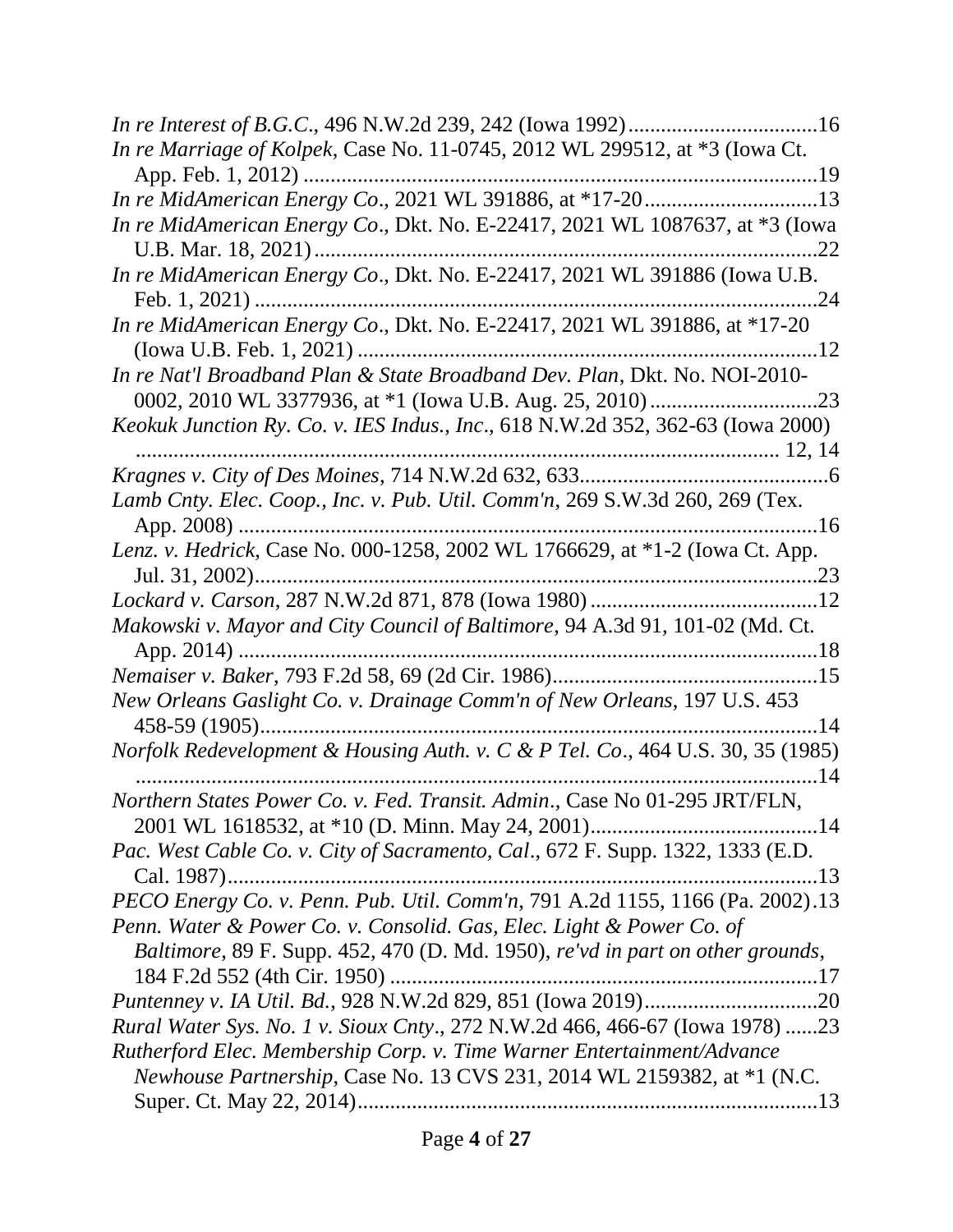*In re Interest of B.G.C*., 496 N.W.2d 239, 242 (Iowa 1992) ....................................16

*In re Marriage of Kolpek*, Case No. 11-0745, 2012 WL 299512, at *3 (Iowa Ct. App. Feb. 1, 2012) ..............................................................................................19

*In re MidAmerican Energy Co*., 2021 WL 391886, at *17-20 ................................13

*In re MidAmerican Energy Co*., Dkt. No. E-22417, 2021 WL 1087637, at *3 (Iowa U.B. Mar. 18, 2021) ............................................................................................22

*In re MidAmerican Energy Co*., Dkt. No. E-22417, 2021 WL 391886 (Iowa U.B. Feb. 1, 2021) ........................................................................................................24

*In re MidAmerican Energy Co*., Dkt. No. E-22417, 2021 WL 391886, at *17-20 (Iowa U.B. Feb. 1, 2021) .....................................................................................12

*In re Nat'l Broadband Plan & State Broadband Dev. Plan*, Dkt. No. NOI-2010-0002, 2010 WL 3377936, at *1 (Iowa U.B. Aug. 25, 2010) ...............................23

*Keokuk Junction Ry. Co. v. IES Indus., Inc*., 618 N.W.2d 352, 362-63 (Iowa 2000) ...................................................................................................................... 12, 14

*Kragnes v. City of Des Moines*, 714 N.W.2d 632, 633..............................................6

*Lamb Cnty. Elec. Coop., Inc. v. Pub. Util. Comm'n*, 269 S.W.3d 260, 269 (Tex. App. 2008) ..........................................................................................................16

*Lenz. v. Hedrick*, Case No. 000-1258, 2002 WL 1766629, at *1-2 (Iowa Ct. App. Jul. 31, 2002)........................................................................................................23

*Lockard v. Carson*, 287 N.W.2d 871, 878 (Iowa 1980) ..........................................12

*Makowski v. Mayor and City Council of Baltimore*, 94 A.3d 91, 101-02 (Md. Ct. App. 2014) ..........................................................................................................18

*Nemaiser v. Baker*, 793 F.2d 58, 69 (2d Cir. 1986)................................................15

*New Orleans Gaslight Co. v. Drainage Comm'n of New Orleans*, 197 U.S. 453 458-59 (1905).......................................................................................................14

*Norfolk Redevelopment & Housing Auth. v. C & P Tel. Co*., 464 U.S. 30, 35 (1985) ..............................................................................................................................14

*Northern States Power Co. v. Fed. Transit. Admin*., Case No 01-295 JRT/FLN, 2001 WL 1618532, at *10 (D. Minn. May 24, 2001)..........................................14

*Pac. West Cable Co. v. City of Sacramento, Cal*., 672 F. Supp. 1322, 1333 (E.D. Cal. 1987)............................................................................................................13

*PECO Energy Co. v. Penn. Pub. Util. Comm'n*, 791 A.2d 1155, 1166 (Pa. 2002).13

*Penn. Water & Power Co. v. Consolid. Gas, Elec. Light & Power Co. of Baltimore*, 89 F. Supp. 452, 470 (D. Md. 1950), *re'vd in part on other grounds*, 184 F.2d 552 (4th Cir. 1950) .............................................................................17

*Puntenney v. IA Util. Bd.*, 928 N.W.2d 829, 851 (Iowa 2019)................................20

*Rural Water Sys. No. 1 v. Sioux Cnty*., 272 N.W.2d 466, 466-67 (Iowa 1978) ......23

*Rutherford Elec. Membership Corp. v. Time Warner Entertainment/Advance Newhouse Partnership*, Case No. 13 CVS 231, 2014 WL 2159382, at *1 (N.C. Super. Ct. May 22, 2014)....................................................................................13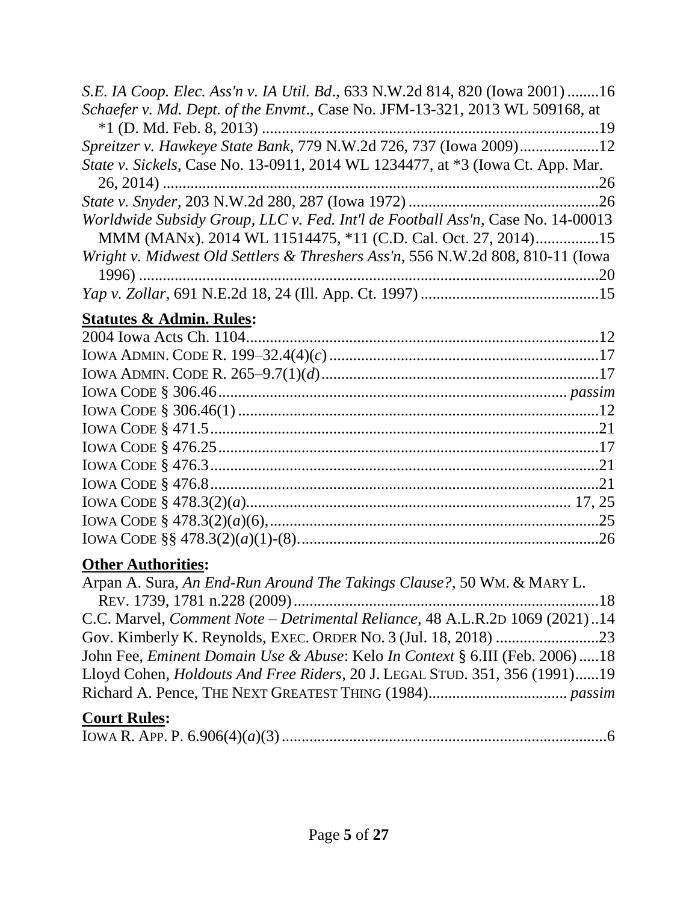*S.E. IA Coop. Elec. Ass'n v. IA Util. Bd.*, 633 N.W.2d 814, 820 (Iowa 2001) ........16

*Schaefer v. Md. Dept. of the Envmt*., Case No. JFM-13-321, 2013 WL 509168, at *1 (D. Md. Feb. 8, 2013) ....................................................................................19

*Spreitzer v. Hawkeye State Bank*, 779 N.W.2d 726, 737 (Iowa 2009)....................12

*State v. Sickels*, Case No. 13-0911, 2014 WL 1234477, at *3 (Iowa Ct. App. Mar. 26, 2014) ...............................................................................................................26

*State v. Snyder*, 203 N.W.2d 280, 287 (Iowa 1972) ................................................26

*Worldwide Subsidy Group, LLC v. Fed. Int'l de Football Ass'n*, Case No. 14-00013 MMM (MANx). 2014 WL 11514475, *11 (C.D. Cal. Oct. 27, 2014)................15

*Wright v. Midwest Old Settlers & Threshers Ass'n*, 556 N.W.2d 808, 810-11 (Iowa 1996) .....................................................................................................................20

*Yap v. Zollar*, 691 N.E.2d 18, 24 (Ill. App. Ct. 1997) .............................................15

## **Statutes & Admin. Rules:**

2004 Iowa Acts Ch. 1104........................................................................................12

IOWA ADMIN. CODE R. 199–32.4(4)(*c*) ...................................................................17

IOWA ADMIN. CODE R. 265–9.7(1)(*d*).....................................................................17

IOWA CODE § 306.46...................................................................................... *passim*

IOWA CODE § 306.46(1) ..........................................................................................12

IOWA CODE § 471.5.................................................................................................21

IOWA CODE § 476.25...............................................................................................17

IOWA CODE § 476.3.................................................................................................21

IOWA CODE § 476.8.................................................................................................21

IOWA CODE § 478.3(2)(*a*)................................................................................ 17, 25

IOWA CODE § 478.3(2)(*a*)(6),..................................................................................25

IOWA CODE §§ 478.3(2)(*a*)(1)-(8)...........................................................................26

## **Other Authorities:**

Arpan A. Sura, *An End-Run Around The Takings Clause?*, 50 WM. & MARY L. REV. 1739, 1781 n.228 (2009)............................................................................18

C.C. Marvel, *Comment Note – Detrimental Reliance*, 48 A.L.R.2D 1069 (2021)..14

Gov. Kimberly K. Reynolds, EXEC. ORDER NO. 3 (Jul. 18, 2018) ..........................23

John Fee, *Eminent Domain Use & Abuse*: Kelo *In Context* § 6.III (Feb. 2006).....18

Lloyd Cohen, *Holdouts And Free Riders*, 20 J. LEGAL STUD. 351, 356 (1991)......19

Richard A. Pence, THE NEXT GREATEST THING (1984).................................. *passim*

## **Court Rules:**

IOWA R. APP. P. 6.906(4)(*a*)(3) .................................................................................6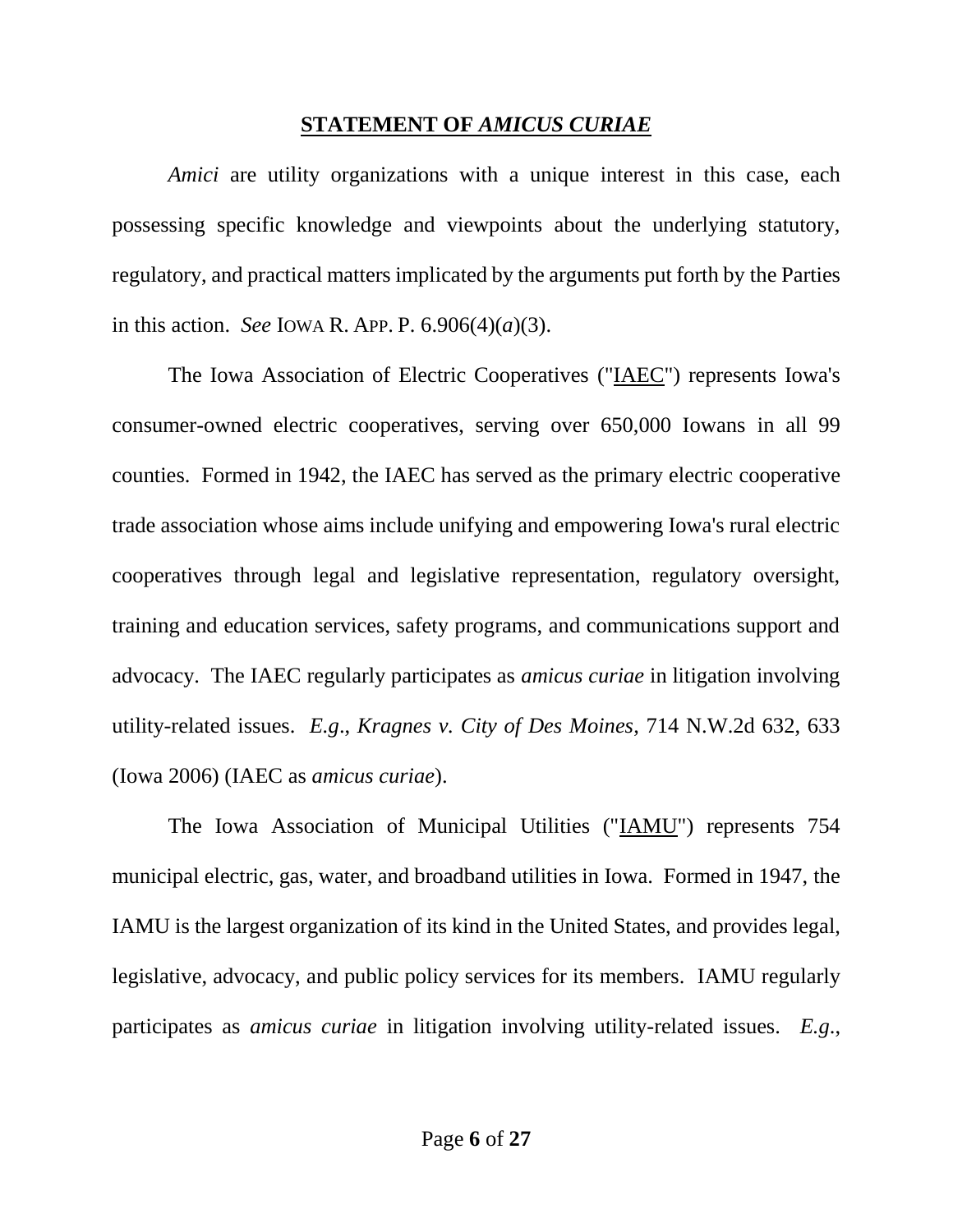## **STATEMENT OF *AMICUS CURIAE***

*Amici* are utility organizations with a unique interest in this case, each possessing specific knowledge and viewpoints about the underlying statutory, regulatory, and practical matters implicated by the arguments put forth by the Parties in this action. *See* IOWA R. APP. P. 6.906(4)(*a*)(3).

The Iowa Association of Electric Cooperatives ("IAEC") represents Iowa's consumer-owned electric cooperatives, serving over 650,000 Iowans in all 99 counties. Formed in 1942, the IAEC has served as the primary electric cooperative trade association whose aims include unifying and empowering Iowa's rural electric cooperatives through legal and legislative representation, regulatory oversight, training and education services, safety programs, and communications support and advocacy. The IAEC regularly participates as *amicus curiae* in litigation involving utility-related issues. *E.g*., *Kragnes v. City of Des Moines*, 714 N.W.2d 632, 633 (Iowa 2006) (IAEC as *amicus curiae*).

The Iowa Association of Municipal Utilities ("IAMU") represents 754 municipal electric, gas, water, and broadband utilities in Iowa. Formed in 1947, the IAMU is the largest organization of its kind in the United States, and provides legal, legislative, advocacy, and public policy services for its members. IAMU regularly participates as *amicus curiae* in litigation involving utility-related issues. *E.g.*,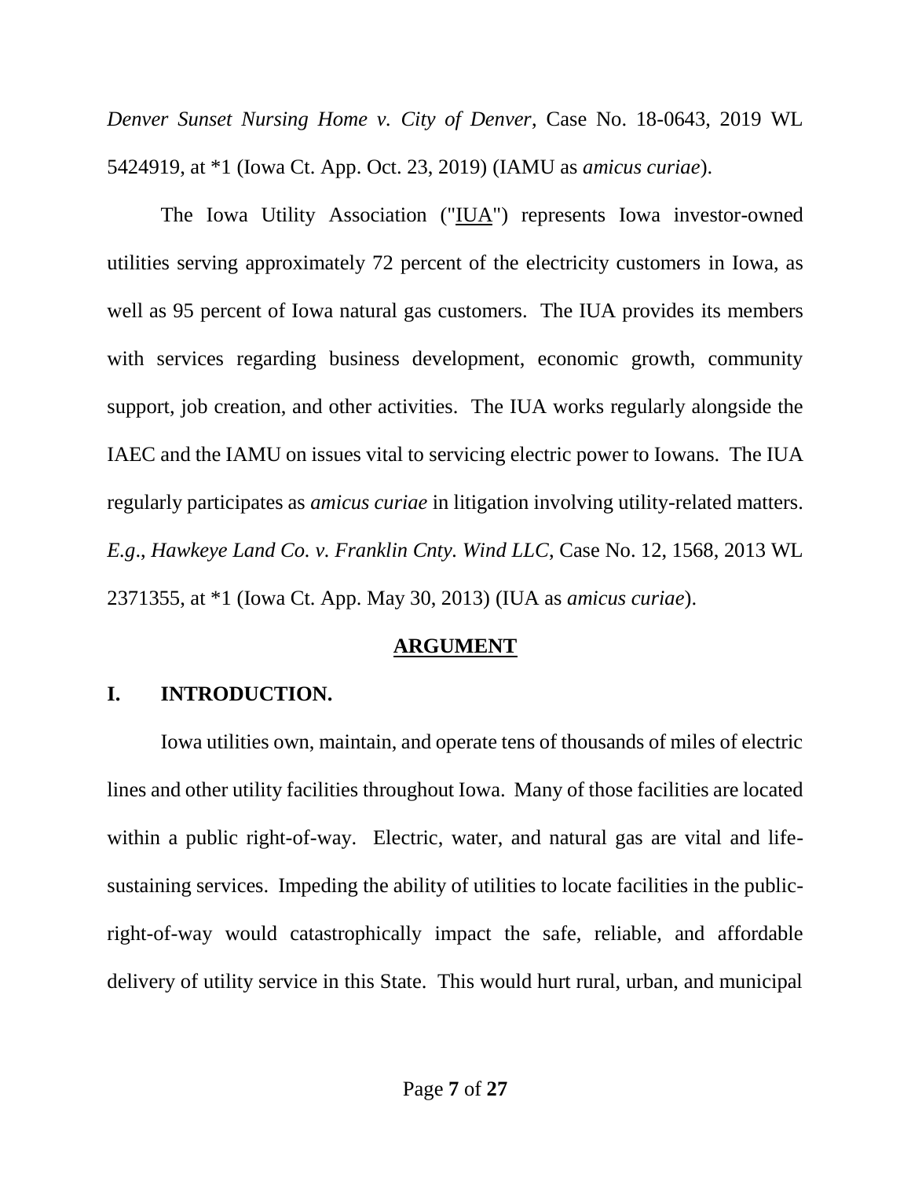*Denver Sunset Nursing Home v. City of Denver*, Case No. 18-0643, 2019 WL 5424919, at *1 (Iowa Ct. App. Oct. 23, 2019) (IAMU as *amicus curiae*).

The Iowa Utility Association ("IUA") represents Iowa investor-owned utilities serving approximately 72 percent of the electricity customers in Iowa, as well as 95 percent of Iowa natural gas customers. The IUA provides its members with services regarding business development, economic growth, community support, job creation, and other activities. The IUA works regularly alongside the IAEC and the IAMU on issues vital to servicing electric power to Iowans. The IUA regularly participates as *amicus curiae* in litigation involving utility-related matters. *E.g*., *Hawkeye Land Co. v. Franklin Cnty. Wind LLC*, Case No. 12, 1568, 2013 WL 2371355, at *1 (Iowa Ct. App. May 30, 2013) (IUA as *amicus curiae*).

## ARGUMENT

### I. INTRODUCTION.

Iowa utilities own, maintain, and operate tens of thousands of miles of electric lines and other utility facilities throughout Iowa. Many of those facilities are located within a public right-of-way. Electric, water, and natural gas are vital and life-sustaining services. Impeding the ability of utilities to locate facilities in the public-right-of-way would catastrophically impact the safe, reliable, and affordable delivery of utility service in this State. This would hurt rural, urban, and municipal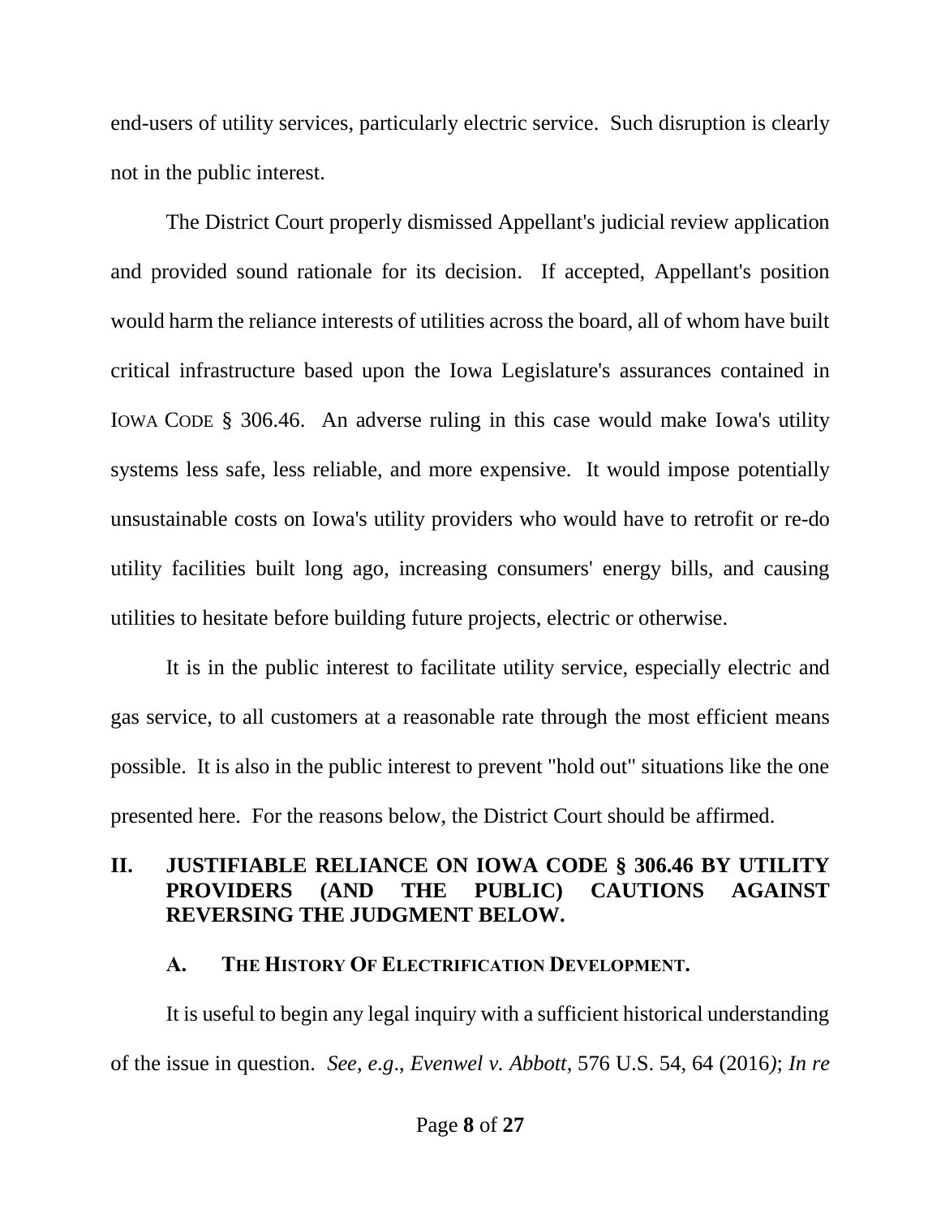end-users of utility services, particularly electric service. Such disruption is clearly not in the public interest.

The District Court properly dismissed Appellant's judicial review application and provided sound rationale for its decision. If accepted, Appellant's position would harm the reliance interests of utilities across the board, all of whom have built critical infrastructure based upon the Iowa Legislature's assurances contained in IOWA CODE § 306.46. An adverse ruling in this case would make Iowa's utility systems less safe, less reliable, and more expensive. It would impose potentially unsustainable costs on Iowa's utility providers who would have to retrofit or re-do utility facilities built long ago, increasing consumers' energy bills, and causing utilities to hesitate before building future projects, electric or otherwise.

It is in the public interest to facilitate utility service, especially electric and gas service, to all customers at a reasonable rate through the most efficient means possible. It is also in the public interest to prevent "hold out" situations like the one presented here. For the reasons below, the District Court should be affirmed.

## II. JUSTIFIABLE RELIANCE ON IOWA CODE § 306.46 BY UTILITY PROVIDERS (AND THE PUBLIC) CAUTIONS AGAINST REVERSING THE JUDGMENT BELOW.

### A. THE HISTORY OF ELECTRIFICATION DEVELOPMENT.

It is useful to begin any legal inquiry with a sufficient historical understanding of the issue in question. *See*, *e.g*., *Evenwel v. Abbott*, 576 U.S. 54, 64 (2016); *In re*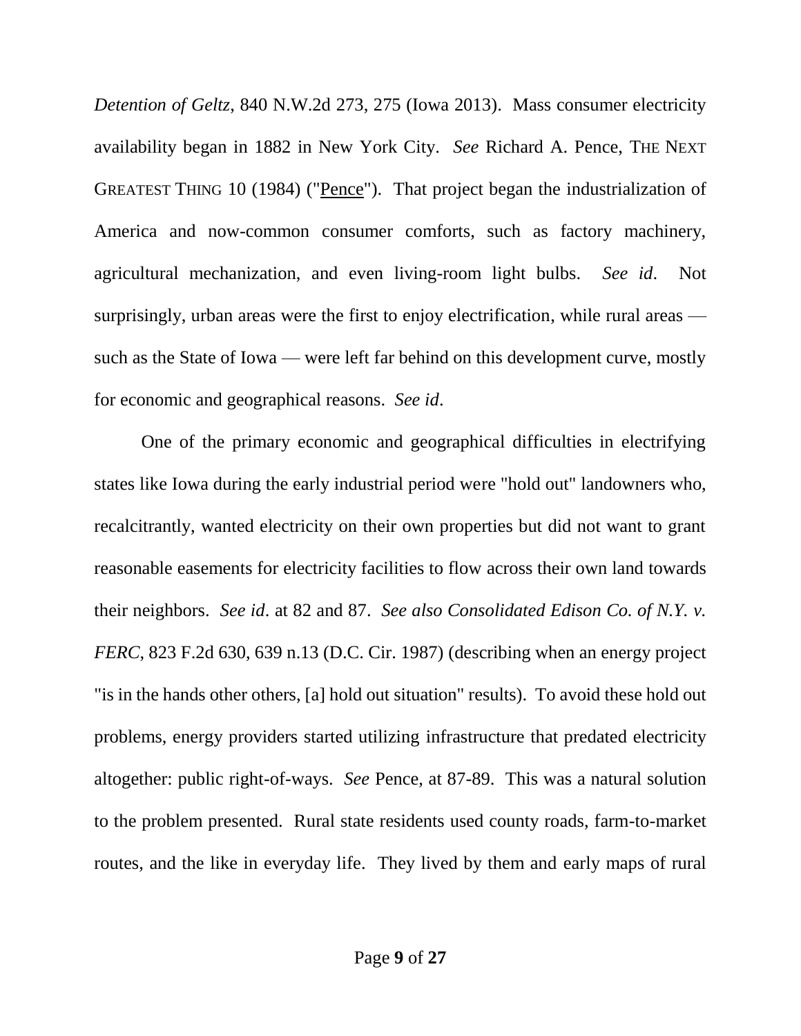*Detention of Geltz*, 840 N.W.2d 273, 275 (Iowa 2013). Mass consumer electricity availability began in 1882 in New York City. *See* Richard A. Pence, THE NEXT GREATEST THING 10 (1984) ("Pence"). That project began the industrialization of America and now-common consumer comforts, such as factory machinery, agricultural mechanization, and even living-room light bulbs. *See id*. Not surprisingly, urban areas were the first to enjoy electrification, while rural areas — such as the State of Iowa — were left far behind on this development curve, mostly for economic and geographical reasons. *See id*.

One of the primary economic and geographical difficulties in electrifying states like Iowa during the early industrial period were "hold out" landowners who, recalcitrantly, wanted electricity on their own properties but did not want to grant reasonable easements for electricity facilities to flow across their own land towards their neighbors. *See id*. at 82 and 87. *See also Consolidated Edison Co. of N.Y. v. FERC*, 823 F.2d 630, 639 n.13 (D.C. Cir. 1987) (describing when an energy project "is in the hands other others, [a] hold out situation" results). To avoid these hold out problems, energy providers started utilizing infrastructure that predated electricity altogether: public right-of-ways. *See* Pence, at 87-89. This was a natural solution to the problem presented. Rural state residents used county roads, farm-to-market routes, and the like in everyday life. They lived by them and early maps of rural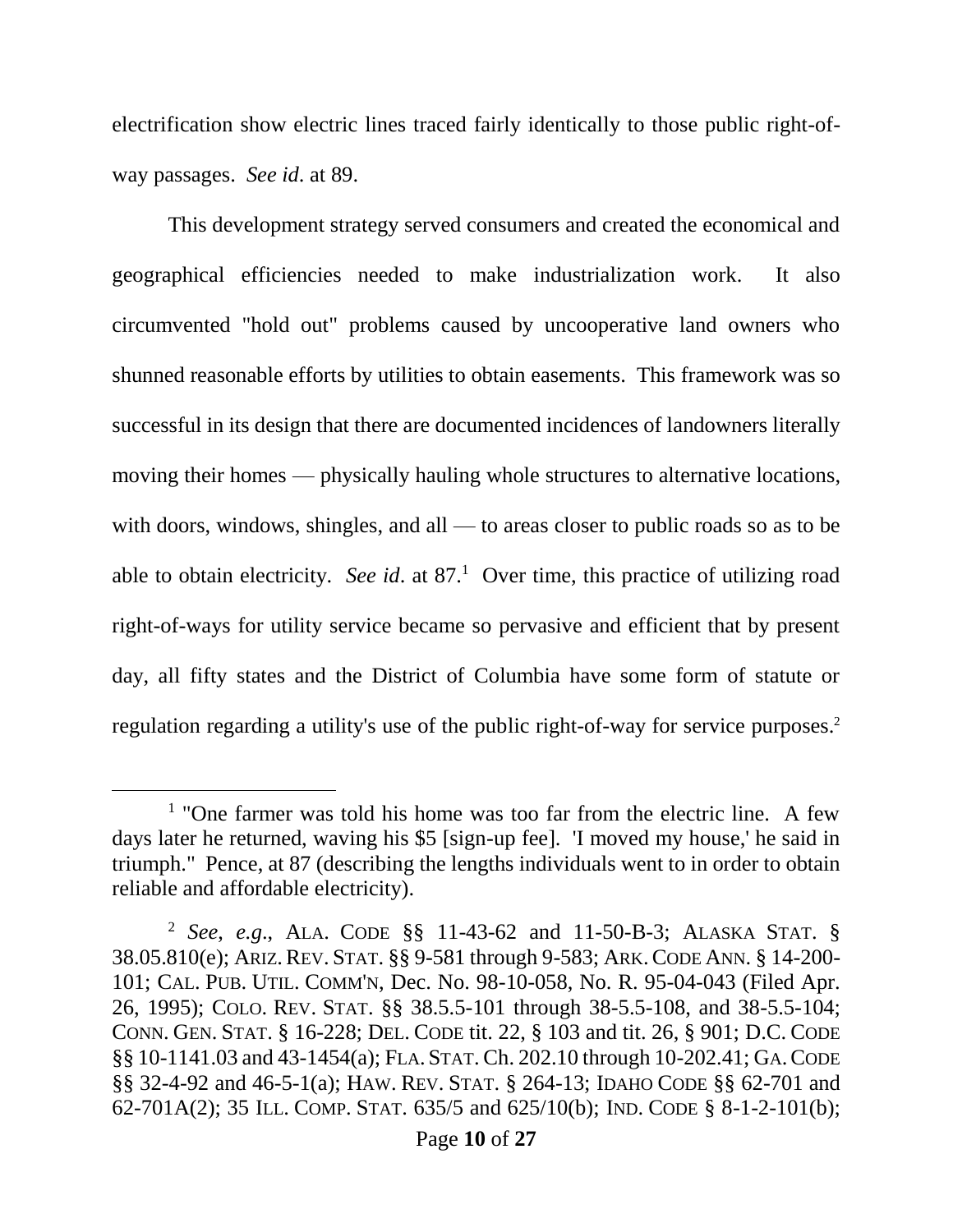electrification show electric lines traced fairly identically to those public right-of-way passages. *See id*. at 89.

This development strategy served consumers and created the economical and geographical efficiencies needed to make industrialization work. It also circumvented "hold out" problems caused by uncooperative land owners who shunned reasonable efforts by utilities to obtain easements. This framework was so successful in its design that there are documented incidences of landowners literally moving their homes — physically hauling whole structures to alternative locations, with doors, windows, shingles, and all — to areas closer to public roads so as to be able to obtain electricity. *See id*. at 87.[1] Over time, this practice of utilizing road right-of-ways for utility service became so pervasive and efficient that by present day, all fifty states and the District of Columbia have some form of statute or regulation regarding a utility's use of the public right-of-way for service purposes.[2]

---

[1] "One farmer was told his home was too far from the electric line. A few days later he returned, waving his $5 [sign-up fee]. 'I moved my house,' he said in triumph." Pence, at 87 (describing the lengths individuals went to in order to obtain reliable and affordable electricity).

[2] *See, e.g.*, ALA. CODE §§ 11-43-62 and 11-50-B-3; ALASKA STAT. § 38.05.810(e); ARIZ. REV. STAT. §§ 9-581 through 9-583; ARK. CODE ANN. § 14-200-101; CAL. PUB. UTIL. COMM'N, Dec. No. 98-10-058, No. R. 95-04-043 (Filed Apr. 26, 1995); COLO. REV. STAT. §§ 38.5.5-101 through 38-5.5-108, and 38-5.5-104; CONN. GEN. STAT. § 16-228; DEL. CODE tit. 22, § 103 and tit. 26, § 901; D.C. CODE §§ 10-1141.03 and 43-1454(a); FLA. STAT. Ch. 202.10 through 10-202.41; GA. CODE §§ 32-4-92 and 46-5-1(a); HAW. REV. STAT. § 264-13; IDAHO CODE §§ 62-701 and 62-701A(2); 35 ILL. COMP. STAT. 635/5 and 625/10(b); IND. CODE § 8-1-2-101(b);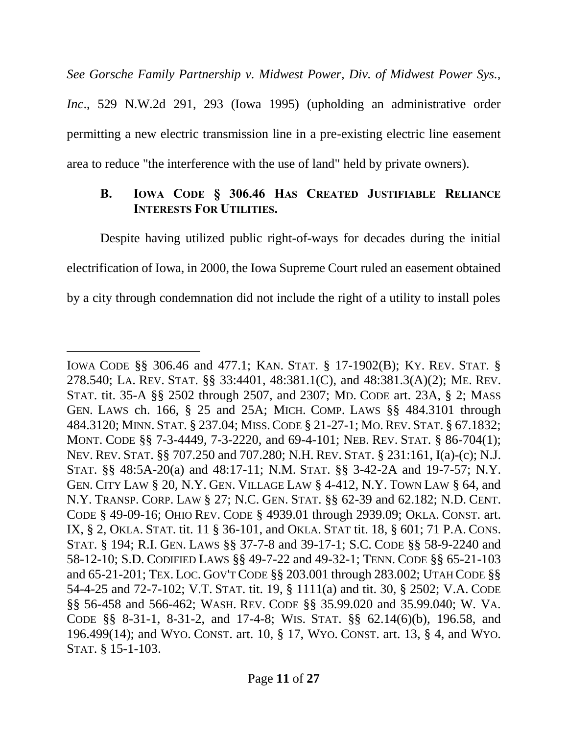*See Gorsche Family Partnership v. Midwest Power, Div. of Midwest Power Sys., Inc*., 529 N.W.2d 291, 293 (Iowa 1995) (upholding an administrative order permitting a new electric transmission line in a pre-existing electric line easement area to reduce "the interference with the use of land" held by private owners).

### B. IOWA CODE § 306.46 HAS CREATED JUSTIFIABLE RELIANCE INTERESTS FOR UTILITIES.

Despite having utilized public right-of-ways for decades during the initial electrification of Iowa, in 2000, the Iowa Supreme Court ruled an easement obtained by a city through condemnation did not include the right of a utility to install poles

---

IOWA CODE §§ 306.46 and 477.1; KAN. STAT. § 17-1902(B); KY. REV. STAT. § 278.540; LA. REV. STAT. §§ 33:4401, 48:381.1(C), and 48:381.3(A)(2); ME. REV. STAT. tit. 35-A §§ 2502 through 2507, and 2307; MD. CODE art. 23A, § 2; MASS GEN. LAWS ch. 166, § 25 and 25A; MICH. COMP. LAWS §§ 484.3101 through 484.3120; MINN. STAT. § 237.04; MISS. CODE § 21-27-1; MO. REV. STAT. § 67.1832; MONT. CODE §§ 7-3-4449, 7-3-2220, and 69-4-101; NEB. REV. STAT. § 86-704(1); NEV. REV. STAT. §§ 707.250 and 707.280; N.H. REV. STAT. § 231:161, I(a)-(c); N.J. STAT. §§ 48:5A-20(a) and 48:17-11; N.M. STAT. §§ 3-42-2A and 19-7-57; N.Y. GEN. CITY LAW § 20, N.Y. GEN. VILLAGE LAW § 4-412, N.Y. TOWN LAW § 64, and N.Y. TRANSP. CORP. LAW § 27; N.C. GEN. STAT. §§ 62-39 and 62.182; N.D. CENT. CODE § 49-09-16; OHIO REV. CODE § 4939.01 through 2939.09; OKLA. CONST. art. IX, § 2, OKLA. STAT. tit. 11 § 36-101, and OKLA. STAT tit. 18, § 601; 71 P.A. CONS. STAT. § 194; R.I. GEN. LAWS §§ 37-7-8 and 39-17-1; S.C. CODE §§ 58-9-2240 and 58-12-10; S.D. CODIFIED LAWS §§ 49-7-22 and 49-32-1; TENN. CODE §§ 65-21-103 and 65-21-201; TEX. LOC. GOV'T CODE §§ 203.001 through 283.002; UTAH CODE §§ 54-4-25 and 72-7-102; V.T. STAT. tit. 19, § 1111(a) and tit. 30, § 2502; V.A. CODE §§ 56-458 and 566-462; WASH. REV. CODE §§ 35.99.020 and 35.99.040; W. VA. CODE §§ 8-31-1, 8-31-2, and 17-4-8; WIS. STAT. §§ 62.14(6)(b), 196.58, and 196.499(14); and WYO. CONST. art. 10, § 17, WYO. CONST. art. 13, § 4, and WYO. STAT. § 15-1-103.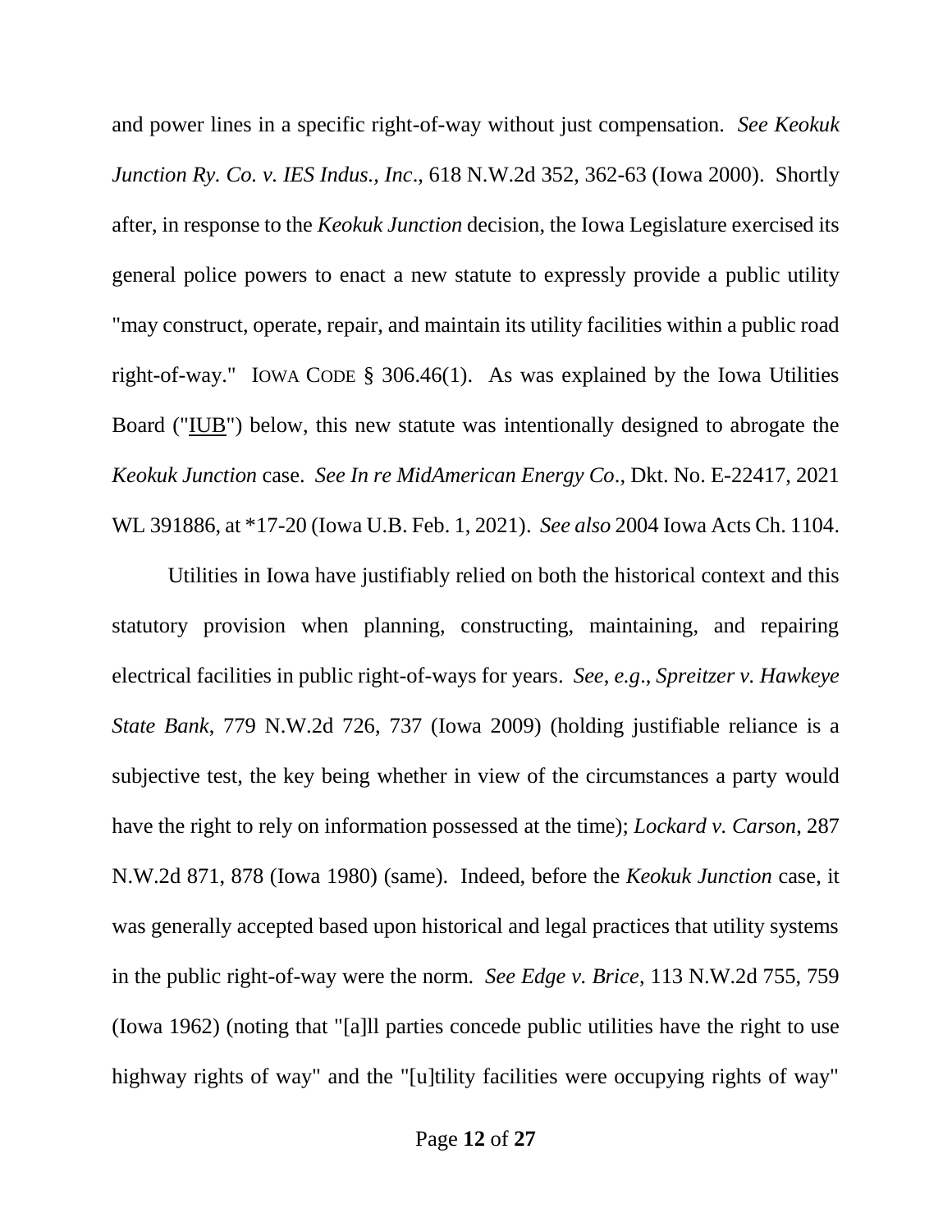and power lines in a specific right-of-way without just compensation. *See Keokuk Junction Ry. Co. v. IES Indus., Inc*., 618 N.W.2d 352, 362-63 (Iowa 2000). Shortly after, in response to the *Keokuk Junction* decision, the Iowa Legislature exercised its general police powers to enact a new statute to expressly provide a public utility "may construct, operate, repair, and maintain its utility facilities within a public road right-of-way." IOWA CODE § 306.46(1). As was explained by the Iowa Utilities Board ("IUB") below, this new statute was intentionally designed to abrogate the *Keokuk Junction* case. *See In re MidAmerican Energy Co*., Dkt. No. E-22417, 2021 WL 391886, at *17-20 (Iowa U.B. Feb. 1, 2021). *See also* 2004 Iowa Acts Ch. 1104.

Utilities in Iowa have justifiably relied on both the historical context and this statutory provision when planning, constructing, maintaining, and repairing electrical facilities in public right-of-ways for years. *See, e.g., Spreitzer v. Hawkeye State Bank*, 779 N.W.2d 726, 737 (Iowa 2009) (holding justifiable reliance is a subjective test, the key being whether in view of the circumstances a party would have the right to rely on information possessed at the time); *Lockard v. Carson*, 287 N.W.2d 871, 878 (Iowa 1980) (same). Indeed, before the *Keokuk Junction* case, it was generally accepted based upon historical and legal practices that utility systems in the public right-of-way were the norm. *See Edge v. Brice*, 113 N.W.2d 755, 759 (Iowa 1962) (noting that "[a]ll parties concede public utilities have the right to use highway rights of way" and the "[u]tility facilities were occupying rights of way"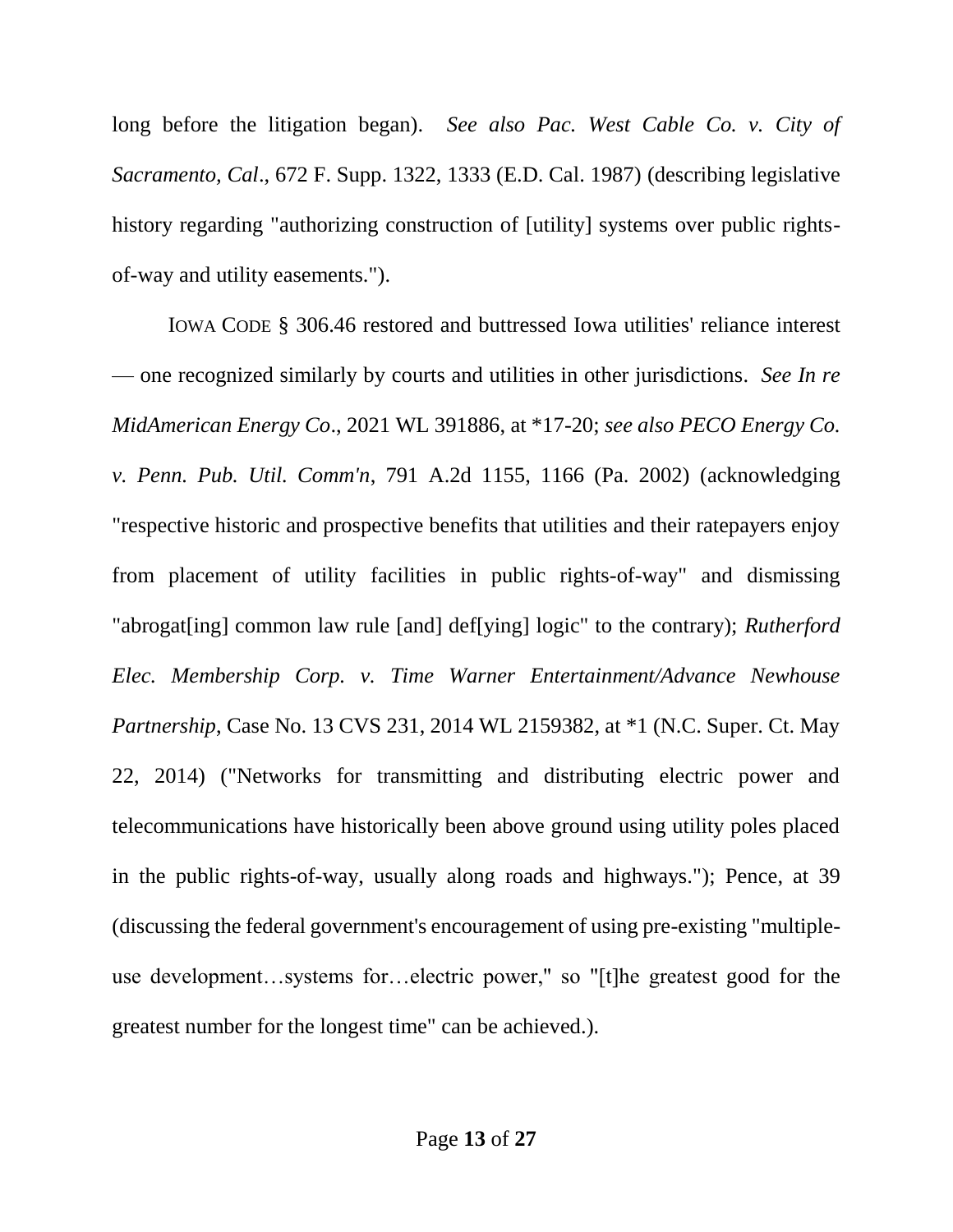long before the litigation began). *See also Pac. West Cable Co. v. City of Sacramento, Cal*., 672 F. Supp. 1322, 1333 (E.D. Cal. 1987) (describing legislative history regarding "authorizing construction of [utility] systems over public rights-of-way and utility easements.").

IOWA CODE § 306.46 restored and buttressed Iowa utilities' reliance interest — one recognized similarly by courts and utilities in other jurisdictions. *See In re MidAmerican Energy Co*., 2021 WL 391886, at *17-20; *see also PECO Energy Co. v. Penn. Pub. Util. Comm'n*, 791 A.2d 1155, 1166 (Pa. 2002) (acknowledging "respective historic and prospective benefits that utilities and their ratepayers enjoy from placement of utility facilities in public rights-of-way" and dismissing "abrogat[ing] common law rule [and] def[ying] logic" to the contrary); *Rutherford Elec. Membership Corp. v. Time Warner Entertainment/Advance Newhouse Partnership*, Case No. 13 CVS 231, 2014 WL 2159382, at *1 (N.C. Super. Ct. May 22, 2014) ("Networks for transmitting and distributing electric power and telecommunications have historically been above ground using utility poles placed in the public rights-of-way, usually along roads and highways."); Pence, at 39 (discussing the federal government's encouragement of using pre-existing "multiple-use development…systems for…electric power," so "[t]he greatest good for the greatest number for the longest time" can be achieved.).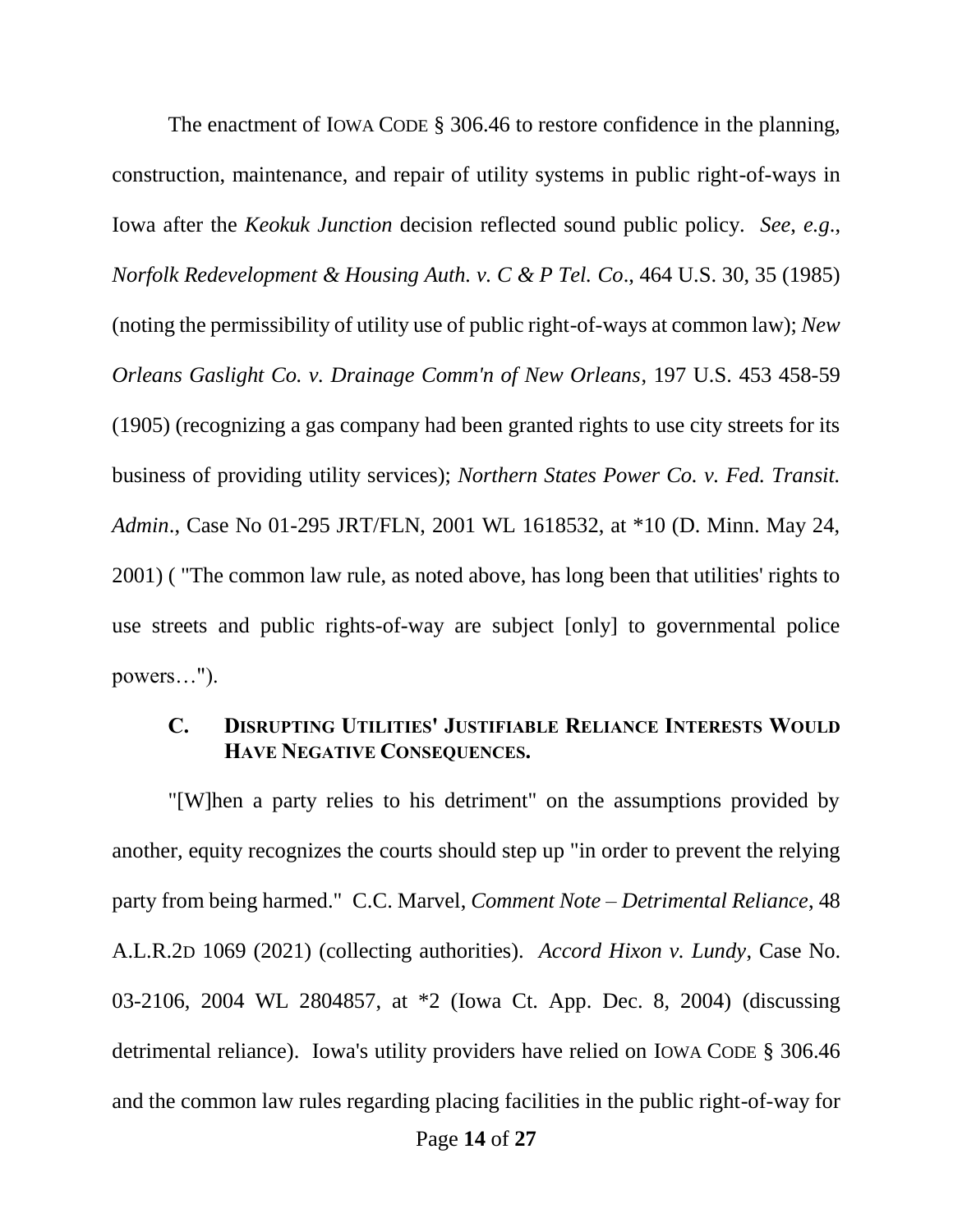The enactment of IOWA CODE § 306.46 to restore confidence in the planning, construction, maintenance, and repair of utility systems in public right-of-ways in Iowa after the *Keokuk Junction* decision reflected sound public policy. *See, e.g.*, *Norfolk Redevelopment & Housing Auth. v. C & P Tel. Co*., 464 U.S. 30, 35 (1985) (noting the permissibility of utility use of public right-of-ways at common law); *New Orleans Gaslight Co. v. Drainage Comm'n of New Orleans*, 197 U.S. 453 458-59 (1905) (recognizing a gas company had been granted rights to use city streets for its business of providing utility services); *Northern States Power Co. v. Fed. Transit. Admin*., Case No 01-295 JRT/FLN, 2001 WL 1618532, at *10 (D. Minn. May 24, 2001) ( "The common law rule, as noted above, has long been that utilities' rights to use streets and public rights-of-way are subject [only] to governmental police powers…").

### C. DISRUPTING UTILITIES' JUSTIFIABLE RELIANCE INTERESTS WOULD HAVE NEGATIVE CONSEQUENCES.

"[W]hen a party relies to his detriment" on the assumptions provided by another, equity recognizes the courts should step up "in order to prevent the relying party from being harmed." C.C. Marvel, *Comment Note – Detrimental Reliance*, 48 A.L.R.2D 1069 (2021) (collecting authorities). *Accord Hixon v. Lundy*, Case No. 03-2106, 2004 WL 2804857, at *2 (Iowa Ct. App. Dec. 8, 2004) (discussing detrimental reliance). Iowa's utility providers have relied on IOWA CODE § 306.46 and the common law rules regarding placing facilities in the public right-of-way for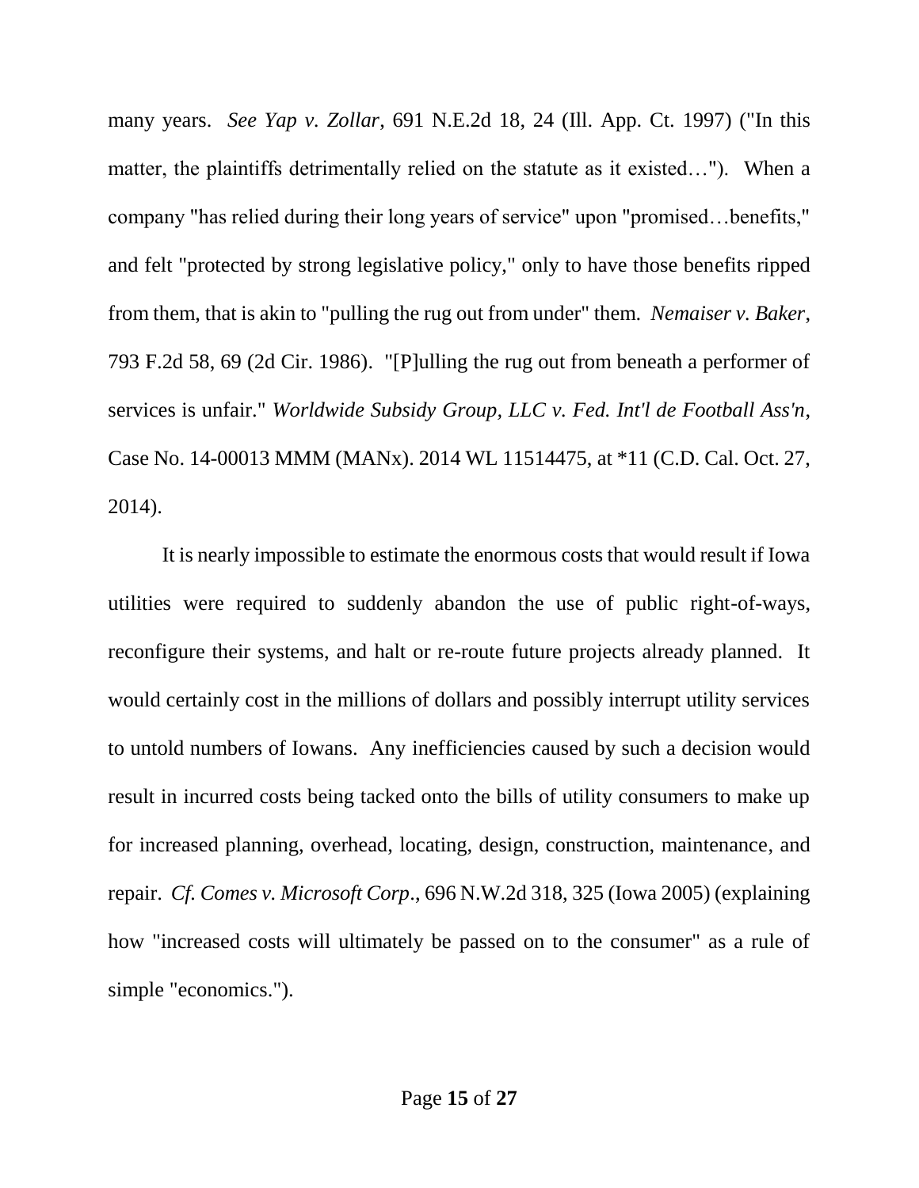many years. *See Yap v. Zollar*, 691 N.E.2d 18, 24 (Ill. App. Ct. 1997) ("In this matter, the plaintiffs detrimentally relied on the statute as it existed…"). When a company "has relied during their long years of service" upon "promised…benefits," and felt "protected by strong legislative policy," only to have those benefits ripped from them, that is akin to "pulling the rug out from under" them. *Nemaiser v. Baker*, 793 F.2d 58, 69 (2d Cir. 1986). "[P]ulling the rug out from beneath a performer of services is unfair." *Worldwide Subsidy Group, LLC v. Fed. Int'l de Football Ass'n*, Case No. 14-00013 MMM (MANx). 2014 WL 11514475, at *11 (C.D. Cal. Oct. 27, 2014).

It is nearly impossible to estimate the enormous costs that would result if Iowa utilities were required to suddenly abandon the use of public right-of-ways, reconfigure their systems, and halt or re-route future projects already planned. It would certainly cost in the millions of dollars and possibly interrupt utility services to untold numbers of Iowans. Any inefficiencies caused by such a decision would result in incurred costs being tacked onto the bills of utility consumers to make up for increased planning, overhead, locating, design, construction, maintenance, and repair. *Cf. Comes v. Microsoft Corp*., 696 N.W.2d 318, 325 (Iowa 2005) (explaining how "increased costs will ultimately be passed on to the consumer" as a rule of simple "economics.").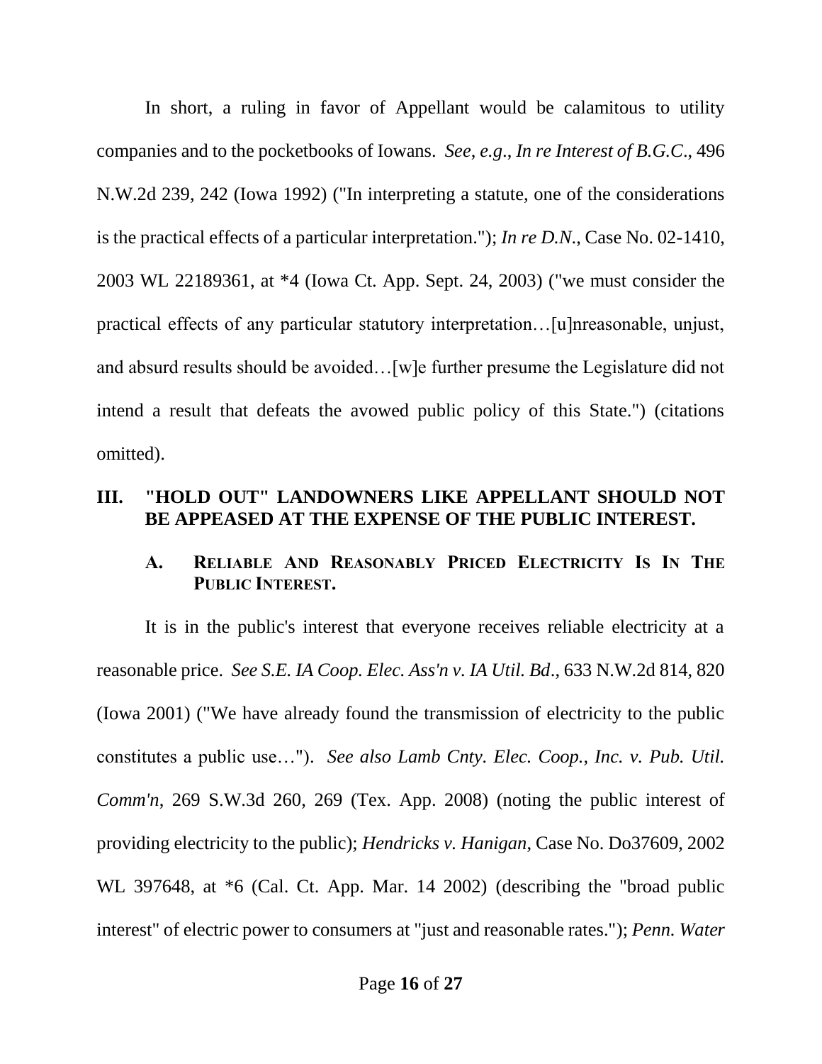In short, a ruling in favor of Appellant would be calamitous to utility companies and to the pocketbooks of Iowans. *See, e.g.*, *In re Interest of B.G.C.*, 496 N.W.2d 239, 242 (Iowa 1992) ("In interpreting a statute, one of the considerations is the practical effects of a particular interpretation."); *In re D.N.*, Case No. 02-1410, 2003 WL 22189361, at *4 (Iowa Ct. App. Sept. 24, 2003) ("we must consider the practical effects of any particular statutory interpretation…[u]nreasonable, unjust, and absurd results should be avoided…[w]e further presume the Legislature did not intend a result that defeats the avowed public policy of this State.") (citations omitted).

## III. "HOLD OUT" LANDOWNERS LIKE APPELLANT SHOULD NOT BE APPEASED AT THE EXPENSE OF THE PUBLIC INTEREST.

### A. RELIABLE AND REASONABLY PRICED ELECTRICITY IS IN THE PUBLIC INTEREST.

It is in the public's interest that everyone receives reliable electricity at a reasonable price. *See S.E. IA Coop. Elec. Ass'n v. IA Util. Bd.*, 633 N.W.2d 814, 820 (Iowa 2001) ("We have already found the transmission of electricity to the public constitutes a public use…"). *See also Lamb Cnty. Elec. Coop., Inc. v. Pub. Util. Comm'n*, 269 S.W.3d 260, 269 (Tex. App. 2008) (noting the public interest of providing electricity to the public); *Hendricks v. Hanigan*, Case No. Do37609, 2002 WL 397648, at *6 (Cal. Ct. App. Mar. 14 2002) (describing the "broad public interest" of electric power to consumers at "just and reasonable rates."); *Penn. Water*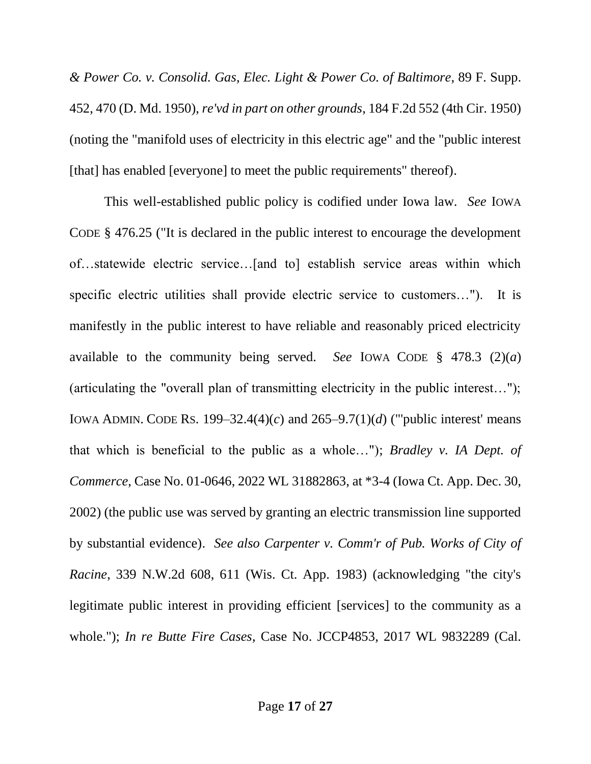*& Power Co. v. Consolid. Gas, Elec. Light & Power Co. of Baltimore*, 89 F. Supp. 452, 470 (D. Md. 1950), *re'vd in part on other grounds*, 184 F.2d 552 (4th Cir. 1950) (noting the "manifold uses of electricity in this electric age" and the "public interest [that] has enabled [everyone] to meet the public requirements" thereof).

This well-established public policy is codified under Iowa law. *See* IOWA CODE § 476.25 ("It is declared in the public interest to encourage the development of…statewide electric service…[and to] establish service areas within which specific electric utilities shall provide electric service to customers…"). It is manifestly in the public interest to have reliable and reasonably priced electricity available to the community being served. *See* IOWA CODE § 478.3 (2)(*a*) (articulating the "overall plan of transmitting electricity in the public interest…"); IOWA ADMIN. CODE RS. 199–32.4(4)(*c*) and 265–9.7(1)(*d*) ("'public interest' means that which is beneficial to the public as a whole…"); *Bradley v. IA Dept. of Commerce*, Case No. 01-0646, 2022 WL 31882863, at *3-4 (Iowa Ct. App. Dec. 30, 2002) (the public use was served by granting an electric transmission line supported by substantial evidence). *See also Carpenter v. Comm'r of Pub. Works of City of Racine*, 339 N.W.2d 608, 611 (Wis. Ct. App. 1983) (acknowledging "the city's legitimate public interest in providing efficient [services] to the community as a whole."); *In re Butte Fire Cases*, Case No. JCCP4853, 2017 WL 9832289 (Cal.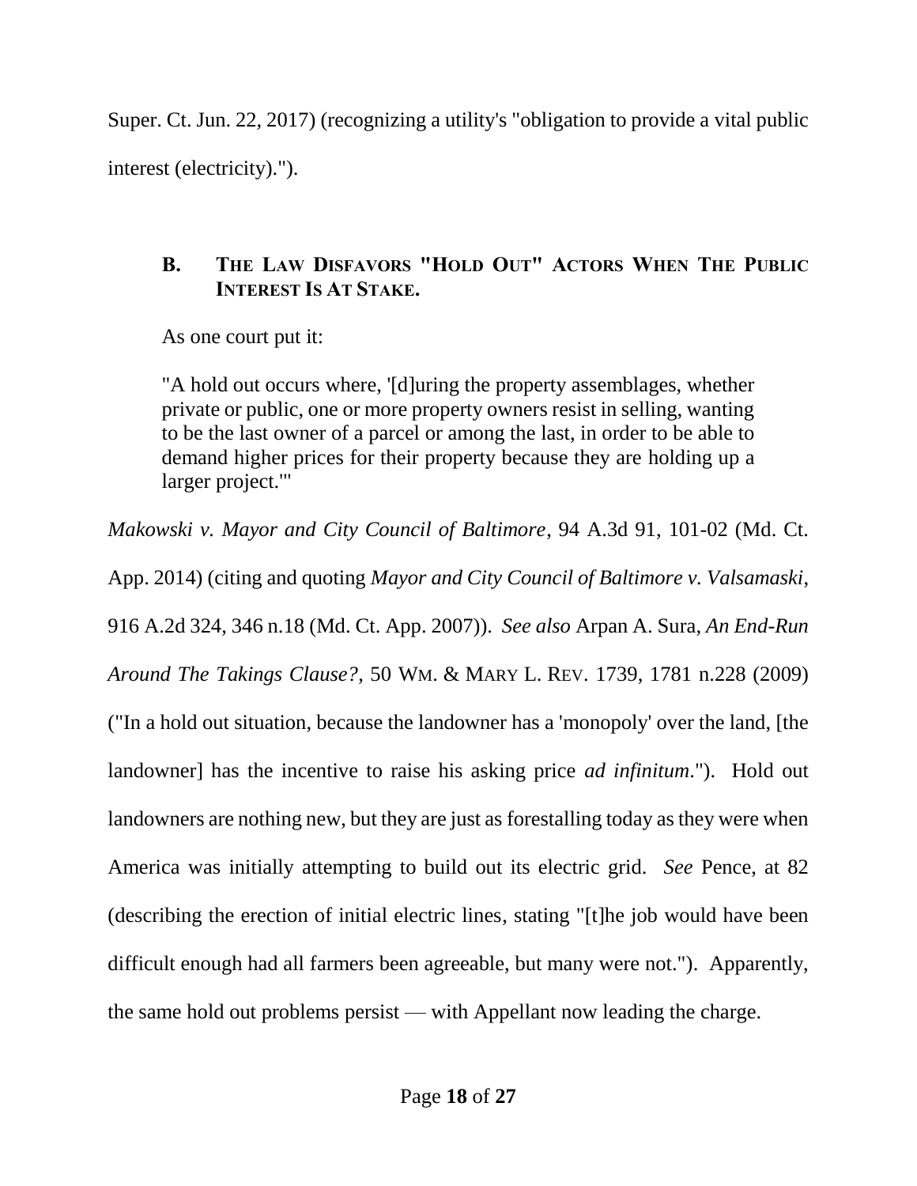Super. Ct. Jun. 22, 2017) (recognizing a utility's "obligation to provide a vital public interest (electricity).").

### B. The Law Disfavors "Hold Out" Actors When The Public Interest Is At Stake.

As one court put it:

> "A hold out occurs where, '[d]uring the property assemblages, whether private or public, one or more property owners resist in selling, wanting to be the last owner of a parcel or among the last, in order to be able to demand higher prices for their property because they are holding up a larger project.'"

*Makowski v. Mayor and City Council of Baltimore*, 94 A.3d 91, 101-02 (Md. Ct. App. 2014) (citing and quoting *Mayor and City Council of Baltimore v. Valsamaski*, 916 A.2d 324, 346 n.18 (Md. Ct. App. 2007)). *See also* Arpan A. Sura, *An End-Run Around The Takings Clause?*, 50 Wm. & Mary L. Rev. 1739, 1781 n.228 (2009) ("In a hold out situation, because the landowner has a 'monopoly' over the land, [the landowner] has the incentive to raise his asking price *ad infinitum*."). Hold out landowners are nothing new, but they are just as forestalling today as they were when America was initially attempting to build out its electric grid. *See* Pence, at 82 (describing the erection of initial electric lines, stating "[t]he job would have been difficult enough had all farmers been agreeable, but many were not."). Apparently, the same hold out problems persist — with Appellant now leading the charge.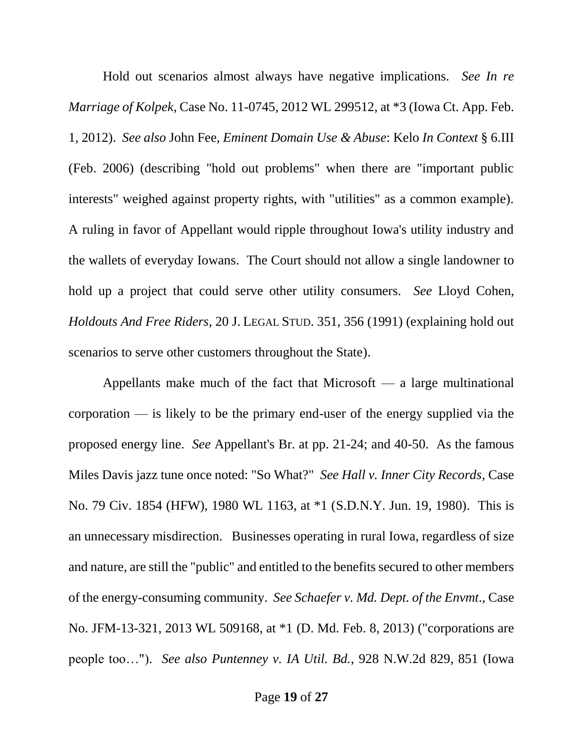Hold out scenarios almost always have negative implications. *See In re Marriage of Kolpek*, Case No. 11-0745, 2012 WL 299512, at *3 (Iowa Ct. App. Feb. 1, 2012). *See also* John Fee, *Eminent Domain Use & Abuse*: Kelo *In Context* § 6.III (Feb. 2006) (describing "hold out problems" when there are "important public interests" weighed against property rights, with "utilities" as a common example). A ruling in favor of Appellant would ripple throughout Iowa's utility industry and the wallets of everyday Iowans. The Court should not allow a single landowner to hold up a project that could serve other utility consumers. *See* Lloyd Cohen, *Holdouts And Free Riders*, 20 J. LEGAL STUD. 351, 356 (1991) (explaining hold out scenarios to serve other customers throughout the State).

Appellants make much of the fact that Microsoft — a large multinational corporation — is likely to be the primary end-user of the energy supplied via the proposed energy line. *See* Appellant's Br. at pp. 21-24; and 40-50. As the famous Miles Davis jazz tune once noted: "So What?" *See Hall v. Inner City Records*, Case No. 79 Civ. 1854 (HFW), 1980 WL 1163, at *1 (S.D.N.Y. Jun. 19, 1980). This is an unnecessary misdirection. Businesses operating in rural Iowa, regardless of size and nature, are still the "public" and entitled to the benefits secured to other members of the energy-consuming community. *See Schaefer v. Md. Dept. of the Envmt.*, Case No. JFM-13-321, 2013 WL 509168, at *1 (D. Md. Feb. 8, 2013) ("corporations are people too…"). *See also Puntenney v. IA Util. Bd.*, 928 N.W.2d 829, 851 (Iowa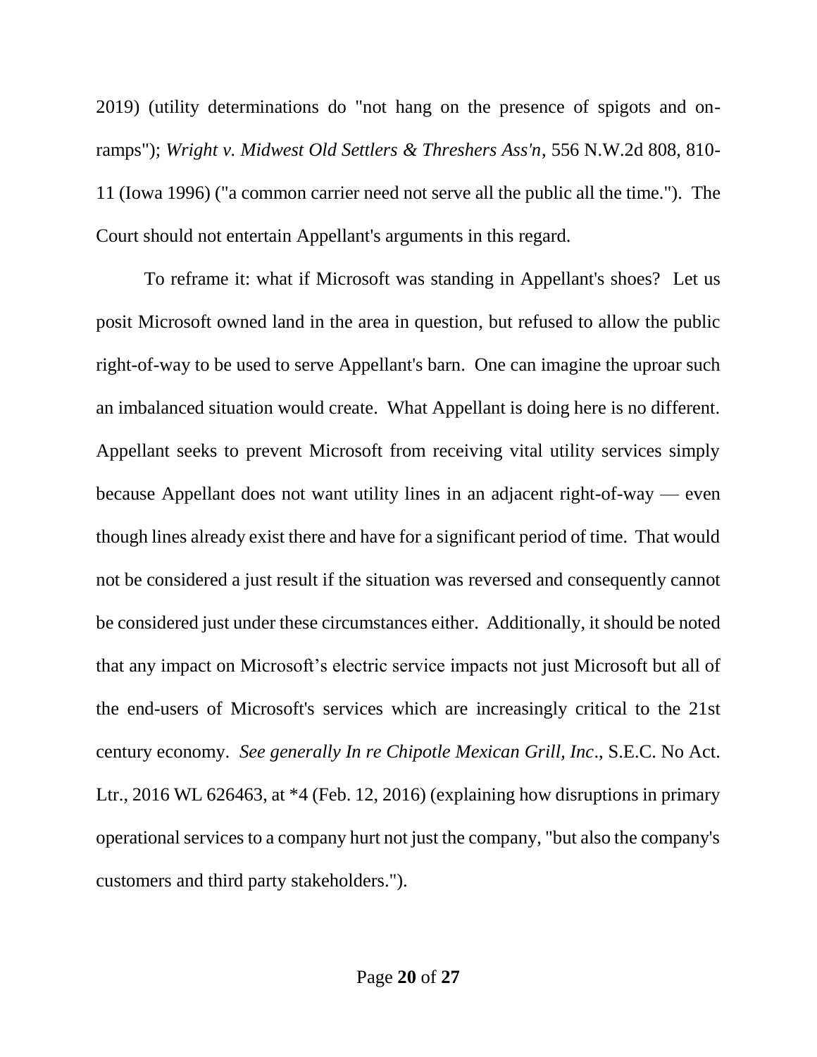2019) (utility determinations do "not hang on the presence of spigots and on-ramps"); *Wright v. Midwest Old Settlers & Threshers Ass'n*, 556 N.W.2d 808, 810-11 (Iowa 1996) ("a common carrier need not serve all the public all the time."). The Court should not entertain Appellant's arguments in this regard.

To reframe it: what if Microsoft was standing in Appellant's shoes? Let us posit Microsoft owned land in the area in question, but refused to allow the public right-of-way to be used to serve Appellant's barn. One can imagine the uproar such an imbalanced situation would create. What Appellant is doing here is no different. Appellant seeks to prevent Microsoft from receiving vital utility services simply because Appellant does not want utility lines in an adjacent right-of-way — even though lines already exist there and have for a significant period of time. That would not be considered a just result if the situation was reversed and consequently cannot be considered just under these circumstances either. Additionally, it should be noted that any impact on Microsoft's electric service impacts not just Microsoft but all of the end-users of Microsoft's services which are increasingly critical to the 21st century economy. *See generally In re Chipotle Mexican Grill, Inc*., S.E.C. No Act. Ltr., 2016 WL 626463, at *4 (Feb. 12, 2016) (explaining how disruptions in primary operational services to a company hurt not just the company, "but also the company's customers and third party stakeholders.").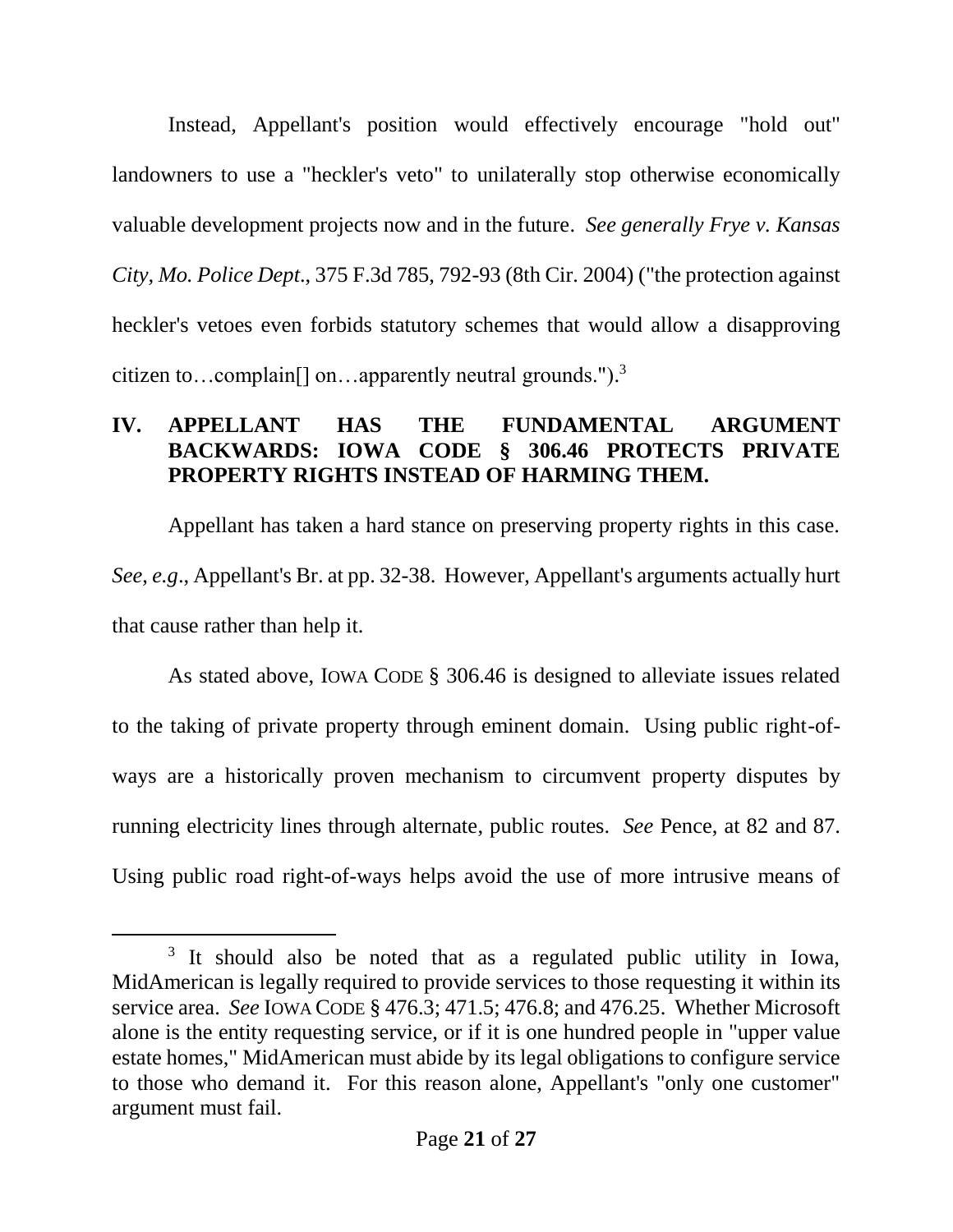Instead, Appellant's position would effectively encourage "hold out" landowners to use a "heckler's veto" to unilaterally stop otherwise economically valuable development projects now and in the future. *See generally Frye v. Kansas City, Mo. Police Dept*., 375 F.3d 785, 792-93 (8th Cir. 2004) ("the protection against heckler's vetoes even forbids statutory schemes that would allow a disapproving citizen to…complain[] on…apparently neutral grounds.").[3]

## IV. APPELLANT HAS THE FUNDAMENTAL ARGUMENT BACKWARDS: IOWA CODE § 306.46 PROTECTS PRIVATE PROPERTY RIGHTS INSTEAD OF HARMING THEM.

Appellant has taken a hard stance on preserving property rights in this case. *See*, *e.g*., Appellant's Br. at pp. 32-38. However, Appellant's arguments actually hurt that cause rather than help it.

As stated above, IOWA CODE § 306.46 is designed to alleviate issues related to the taking of private property through eminent domain. Using public right-of-ways are a historically proven mechanism to circumvent property disputes by running electricity lines through alternate, public routes. *See* Pence, at 82 and 87. Using public road right-of-ways helps avoid the use of more intrusive means of

---

[3] It should also be noted that as a regulated public utility in Iowa, MidAmerican is legally required to provide services to those requesting it within its service area. *See* IOWA CODE § 476.3; 471.5; 476.8; and 476.25. Whether Microsoft alone is the entity requesting service, or if it is one hundred people in "upper value estate homes," MidAmerican must abide by its legal obligations to configure service to those who demand it. For this reason alone, Appellant's "only one customer" argument must fail.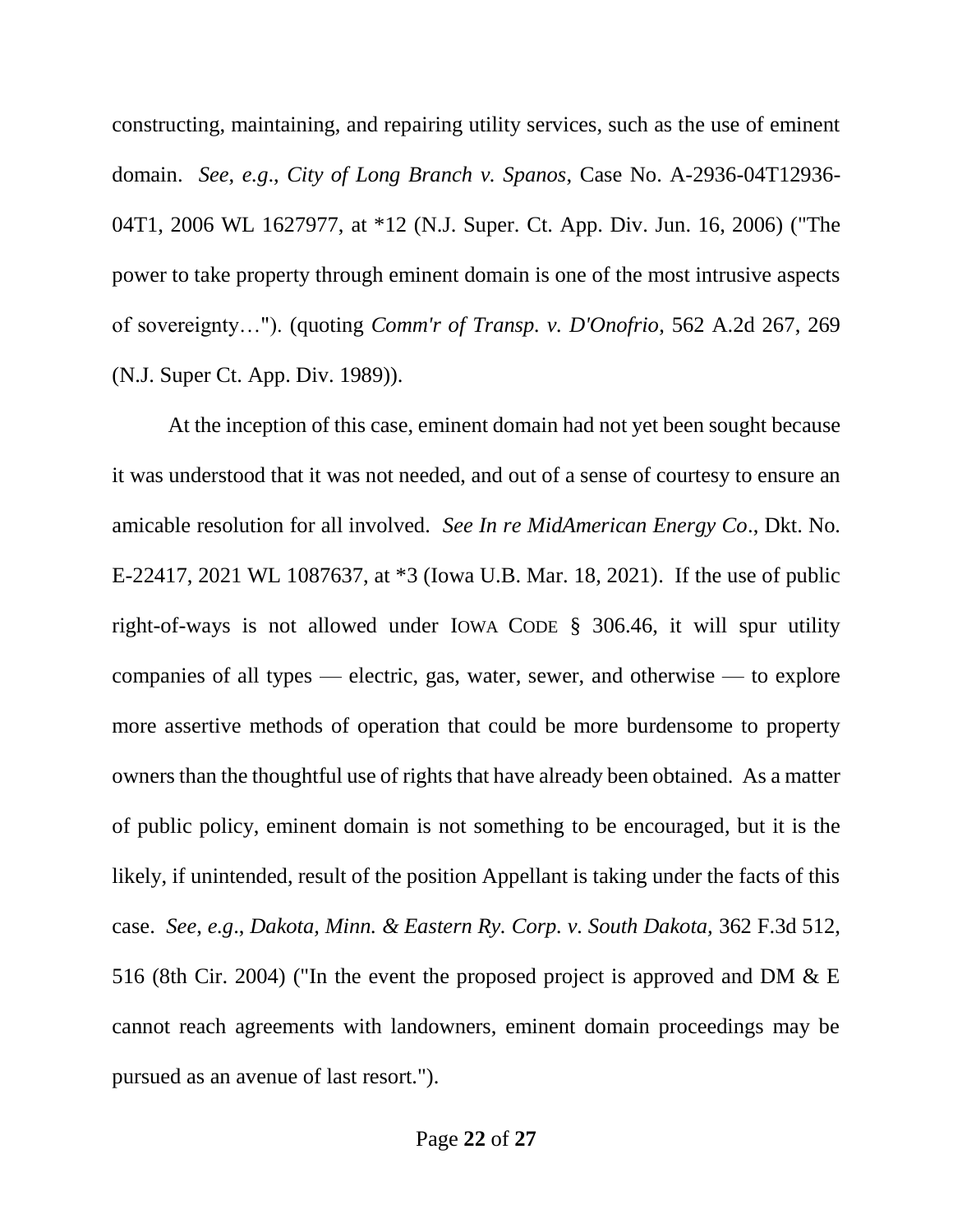constructing, maintaining, and repairing utility services, such as the use of eminent domain. *See*, *e.g*., *City of Long Branch v. Spanos*, Case No. A-2936-04T12936-04T1, 2006 WL 1627977, at *12 (N.J. Super. Ct. App. Div. Jun. 16, 2006) ("The power to take property through eminent domain is one of the most intrusive aspects of sovereignty…"). (quoting *Comm'r of Transp. v. D'Onofrio*, 562 A.2d 267, 269 (N.J. Super Ct. App. Div. 1989)).

At the inception of this case, eminent domain had not yet been sought because it was understood that it was not needed, and out of a sense of courtesy to ensure an amicable resolution for all involved. *See In re MidAmerican Energy Co*., Dkt. No. E-22417, 2021 WL 1087637, at *3 (Iowa U.B. Mar. 18, 2021). If the use of public right-of-ways is not allowed under IOWA CODE § 306.46, it will spur utility companies of all types — electric, gas, water, sewer, and otherwise — to explore more assertive methods of operation that could be more burdensome to property owners than the thoughtful use of rights that have already been obtained. As a matter of public policy, eminent domain is not something to be encouraged, but it is the likely, if unintended, result of the position Appellant is taking under the facts of this case. *See, e.g*., *Dakota, Minn. & Eastern Ry. Corp. v. South Dakota,* 362 F.3d 512, 516 (8th Cir. 2004) ("In the event the proposed project is approved and DM & E cannot reach agreements with landowners, eminent domain proceedings may be pursued as an avenue of last resort.").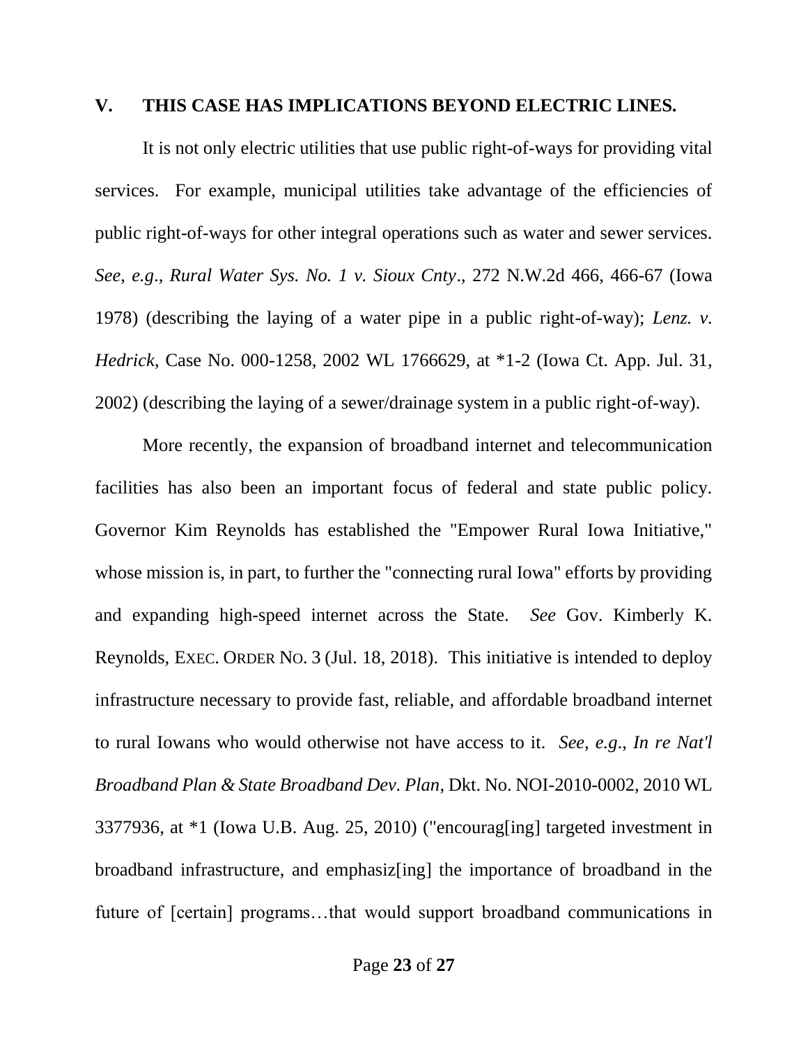## V. THIS CASE HAS IMPLICATIONS BEYOND ELECTRIC LINES.

It is not only electric utilities that use public right-of-ways for providing vital services. For example, municipal utilities take advantage of the efficiencies of public right-of-ways for other integral operations such as water and sewer services. *See*, *e.g*., *Rural Water Sys. No. 1 v. Sioux Cnty*., 272 N.W.2d 466, 466-67 (Iowa 1978) (describing the laying of a water pipe in a public right-of-way); *Lenz. v. Hedrick*, Case No. 000-1258, 2002 WL 1766629, at *1-2 (Iowa Ct. App. Jul. 31, 2002) (describing the laying of a sewer/drainage system in a public right-of-way).

More recently, the expansion of broadband internet and telecommunication facilities has also been an important focus of federal and state public policy. Governor Kim Reynolds has established the "Empower Rural Iowa Initiative," whose mission is, in part, to further the "connecting rural Iowa" efforts by providing and expanding high-speed internet across the State. *See* Gov. Kimberly K. Reynolds, EXEC. ORDER NO. 3 (Jul. 18, 2018). This initiative is intended to deploy infrastructure necessary to provide fast, reliable, and affordable broadband internet to rural Iowans who would otherwise not have access to it. *See*, *e.g*., *In re Nat'l Broadband Plan & State Broadband Dev. Plan*, Dkt. No. NOI-2010-0002, 2010 WL 3377936, at *1 (Iowa U.B. Aug. 25, 2010) ("encourag[ing] targeted investment in broadband infrastructure, and emphasiz[ing] the importance of broadband in the future of [certain] programs…that would support broadband communications in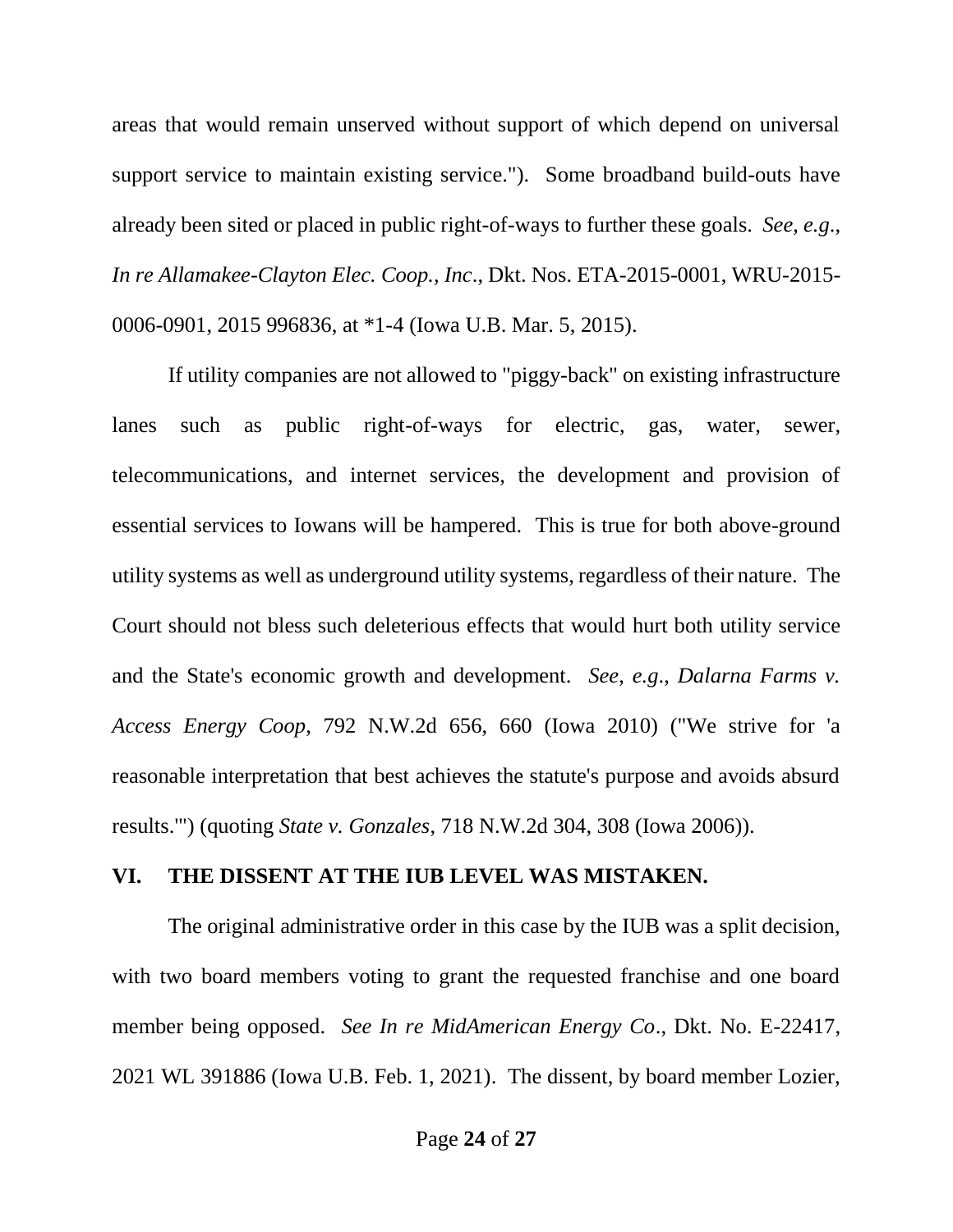areas that would remain unserved without support of which depend on universal support service to maintain existing service."). Some broadband build-outs have already been sited or placed in public right-of-ways to further these goals. *See, e.g.*, *In re Allamakee-Clayton Elec. Coop., Inc*., Dkt. Nos. ETA-2015-0001, WRU-2015-0006-0901, 2015 996836, at *1-4 (Iowa U.B. Mar. 5, 2015).

If utility companies are not allowed to "piggy-back" on existing infrastructure lanes such as public right-of-ways for electric, gas, water, sewer, telecommunications, and internet services, the development and provision of essential services to Iowans will be hampered. This is true for both above-ground utility systems as well as underground utility systems, regardless of their nature. The Court should not bless such deleterious effects that would hurt both utility service and the State's economic growth and development. *See, e.g.*, *Dalarna Farms v. Access Energy Coop*, 792 N.W.2d 656, 660 (Iowa 2010) ("We strive for 'a reasonable interpretation that best achieves the statute's purpose and avoids absurd results.'") (quoting *State v. Gonzales*, 718 N.W.2d 304, 308 (Iowa 2006)).

## VI. THE DISSENT AT THE IUB LEVEL WAS MISTAKEN.

The original administrative order in this case by the IUB was a split decision, with two board members voting to grant the requested franchise and one board member being opposed. *See In re MidAmerican Energy Co*., Dkt. No. E-22417, 2021 WL 391886 (Iowa U.B. Feb. 1, 2021). The dissent, by board member Lozier,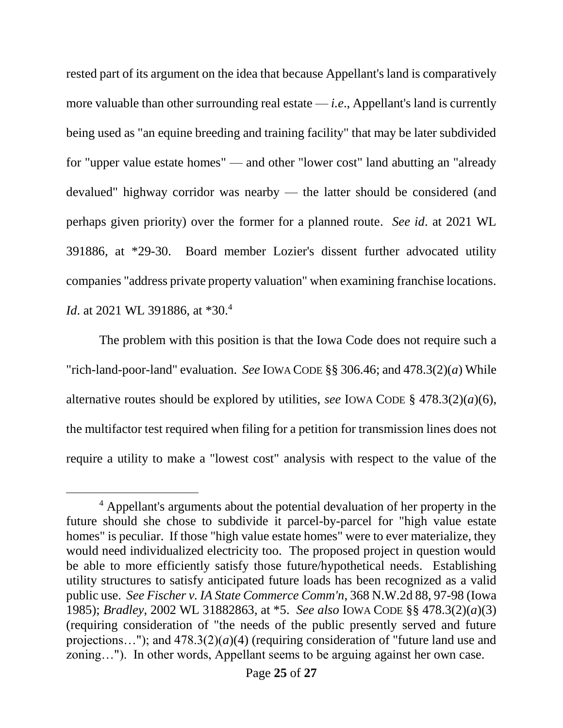rested part of its argument on the idea that because Appellant's land is comparatively more valuable than other surrounding real estate — *i.e*., Appellant's land is currently being used as "an equine breeding and training facility" that may be later subdivided for "upper value estate homes" — and other "lower cost" land abutting an "already devalued" highway corridor was nearby — the latter should be considered (and perhaps given priority) over the former for a planned route. *See id*. at 2021 WL 391886, at *29-30. Board member Lozier's dissent further advocated utility companies "address private property valuation" when examining franchise locations. *Id*. at 2021 WL 391886, at *30.[4]

The problem with this position is that the Iowa Code does not require such a "rich-land-poor-land" evaluation. *See* IOWA CODE §§ 306.46; and 478.3(2)(*a*) While alternative routes should be explored by utilities, *see* IOWA CODE § 478.3(2)(*a*)(6), the multifactor test required when filing for a petition for transmission lines does not require a utility to make a "lowest cost" analysis with respect to the value of the

---

[4] Appellant's arguments about the potential devaluation of her property in the future should she chose to subdivide it parcel-by-parcel for "high value estate homes" is peculiar. If those "high value estate homes" were to ever materialize, they would need individualized electricity too. The proposed project in question would be able to more efficiently satisfy those future/hypothetical needs. Establishing utility structures to satisfy anticipated future loads has been recognized as a valid public use. *See Fischer v. IA State Commerce Comm'n*, 368 N.W.2d 88, 97-98 (Iowa 1985); *Bradley*, 2002 WL 31882863, at *5. *See also* IOWA CODE §§ 478.3(2)(*a*)(3) (requiring consideration of "the needs of the public presently served and future projections…"); and 478.3(2)(*a*)(4) (requiring consideration of "future land use and zoning…"). In other words, Appellant seems to be arguing against her own case.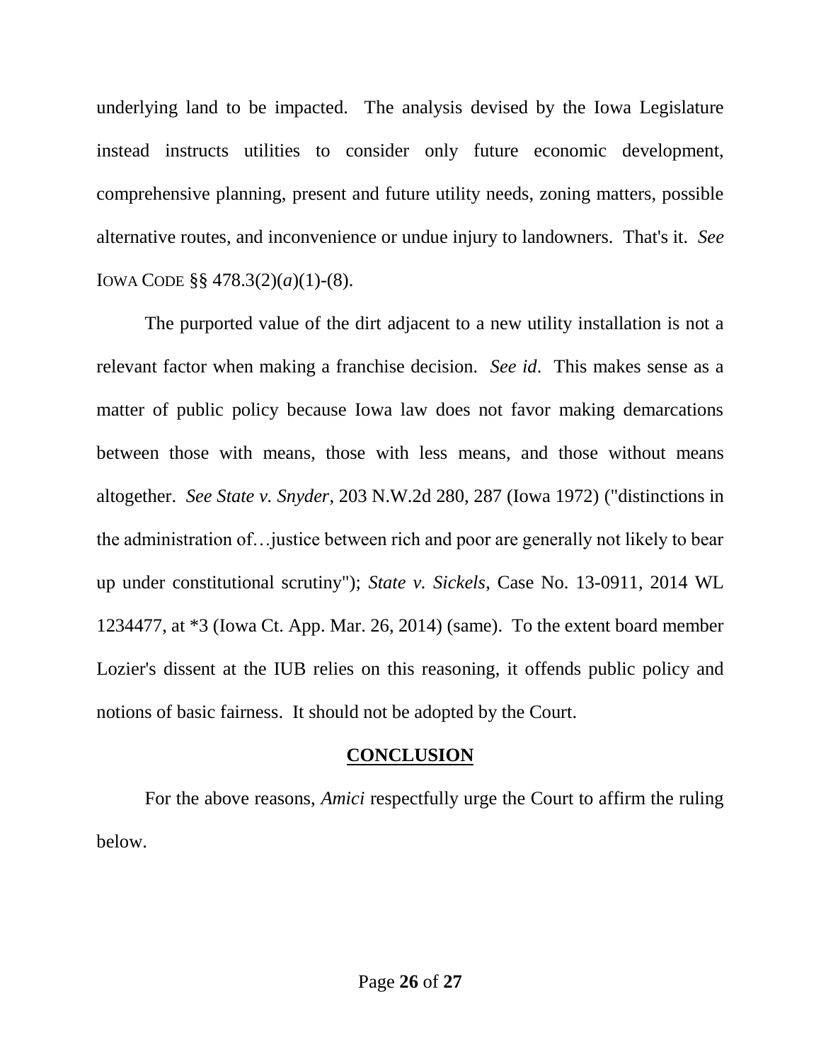underlying land to be impacted. The analysis devised by the Iowa Legislature instead instructs utilities to consider only future economic development, comprehensive planning, present and future utility needs, zoning matters, possible alternative routes, and inconvenience or undue injury to landowners. That's it. *See* IOWA CODE §§ 478.3(2)(*a*)(1)-(8).

The purported value of the dirt adjacent to a new utility installation is not a relevant factor when making a franchise decision. *See id*. This makes sense as a matter of public policy because Iowa law does not favor making demarcations between those with means, those with less means, and those without means altogether. *See State v. Snyder*, 203 N.W.2d 280, 287 (Iowa 1972) ("distinctions in the administration of…justice between rich and poor are generally not likely to bear up under constitutional scrutiny"); *State v. Sickels*, Case No. 13-0911, 2014 WL 1234477, at *3 (Iowa Ct. App. Mar. 26, 2014) (same). To the extent board member Lozier's dissent at the IUB relies on this reasoning, it offends public policy and notions of basic fairness. It should not be adopted by the Court.

## CONCLUSION

For the above reasons, *Amici* respectfully urge the Court to affirm the ruling below.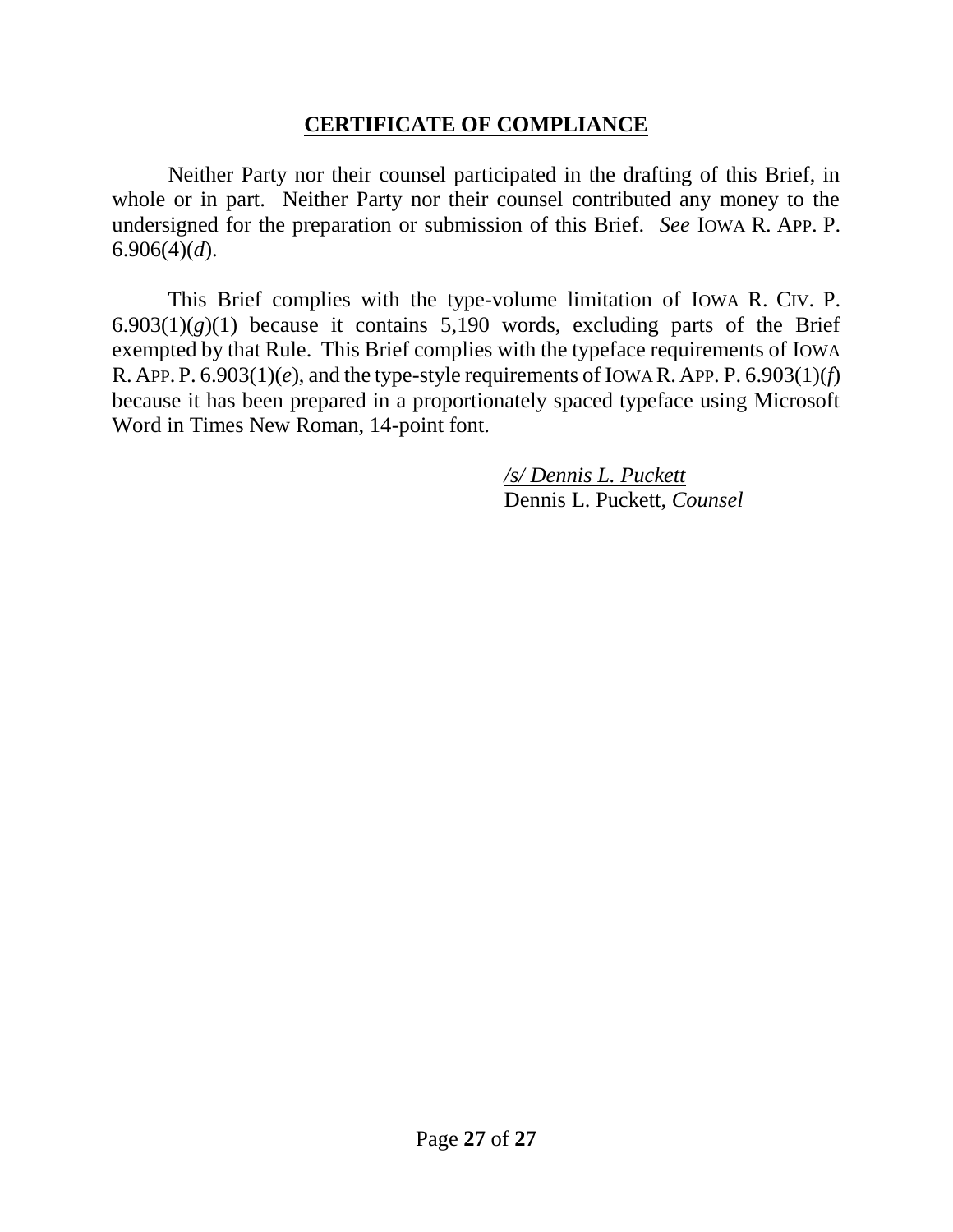## CERTIFICATE OF COMPLIANCE

Neither Party nor their counsel participated in the drafting of this Brief, in whole or in part. Neither Party nor their counsel contributed any money to the undersigned for the preparation or submission of this Brief. *See* IOWA R. APP. P. 6.906(4)(*d*).

This Brief complies with the type-volume limitation of IOWA R. CIV. P. 6.903(1)(*g*)(1) because it contains 5,190 words, excluding parts of the Brief exempted by that Rule. This Brief complies with the typeface requirements of IOWA R. APP. P. 6.903(1)(*e*), and the type-style requirements of IOWA R. APP. P. 6.903(1)(*f*) because it has been prepared in a proportionately spaced typeface using Microsoft Word in Times New Roman, 14-point font.

*/s/ Dennis L. Puckett*
Dennis L. Puckett, *Counsel*